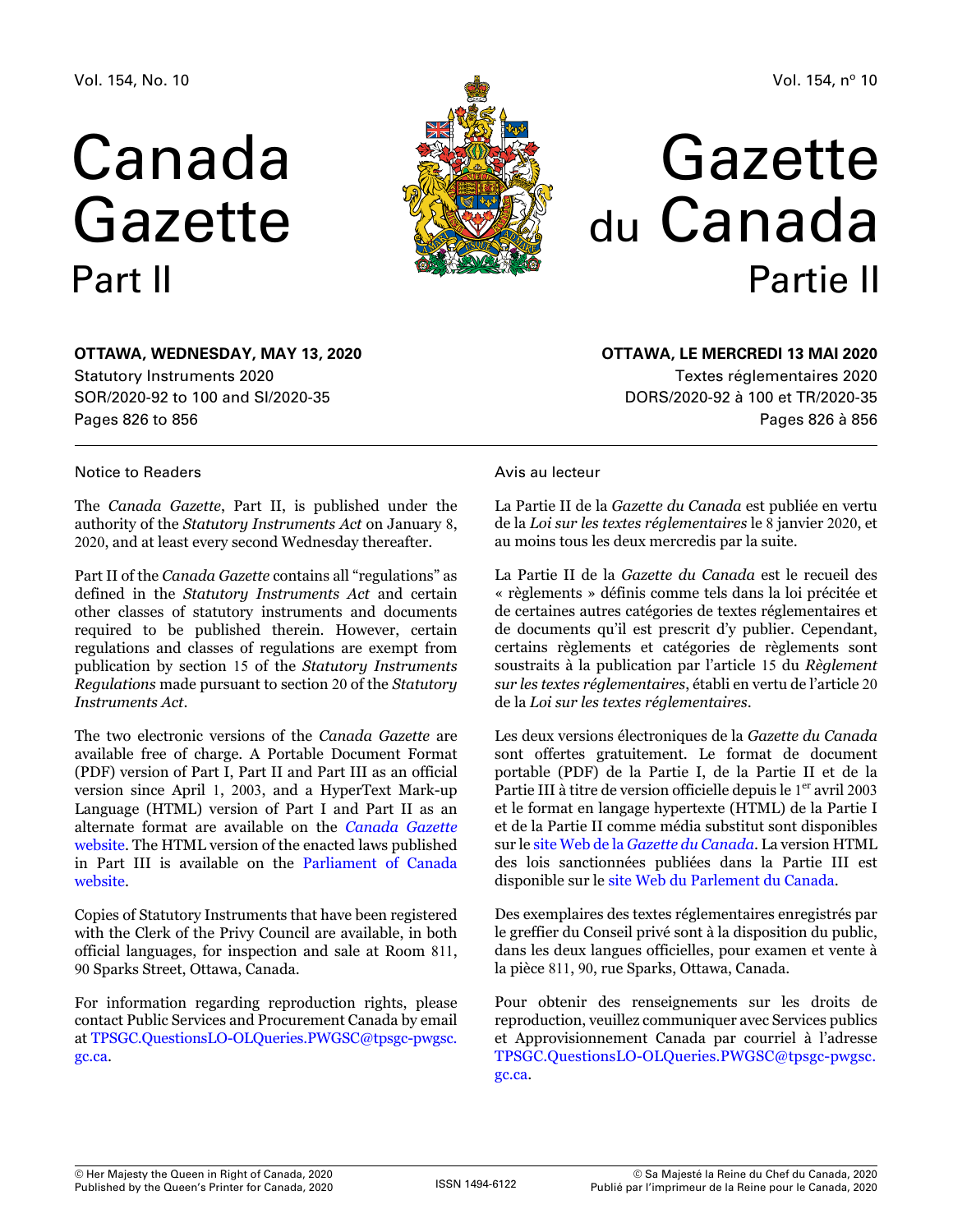Vol. 154, No. 10

# Canada Gazette
## Part II

**OTTAWA, WEDNESDAY, MAY 13, 2020**

Statutory Instruments 2020

SOR/2020-92 to 100 and SI/2020-35

Pages 826 to 856

Vol. 154, nº 10

# Gazette du Canada
## Partie II

**OTTAWA, LE MERCREDI 13 MAI 2020**

Textes réglementaires 2020

DORS/2020-92 à 100 et TR/2020-35

Pages 826 à 856

### Notice to Readers

The *Canada Gazette*, Part II, is published under the authority of the *Statutory Instruments Act* on January 8, 2020, and at least every second Wednesday thereafter.

Part II of the *Canada Gazette* contains all "regulations" as defined in the *Statutory Instruments Act* and certain other classes of statutory instruments and documents required to be published therein. However, certain regulations and classes of regulations are exempt from publication by section 15 of the *Statutory Instruments Regulations* made pursuant to section 20 of the *Statutory Instruments Act*.

The two electronic versions of the *Canada Gazette* are available free of charge. A Portable Document Format (PDF) version of Part I, Part II and Part III as an official version since April 1, 2003, and a HyperText Mark-up Language (HTML) version of Part I and Part II as an alternate format are available on the *Canada Gazette* website. The HTML version of the enacted laws published in Part III is available on the Parliament of Canada website.

Copies of Statutory Instruments that have been registered with the Clerk of the Privy Council are available, in both official languages, for inspection and sale at Room 811, 90 Sparks Street, Ottawa, Canada.

For information regarding reproduction rights, please contact Public Services and Procurement Canada by email at TPSGC.QuestionsLO-OLQueries.PWGSC@tpsgc-pwgsc.gc.ca.

### Avis au lecteur

La Partie II de la *Gazette du Canada* est publiée en vertu de la *Loi sur les textes réglementaires* le 8 janvier 2020, et au moins tous les deux mercredis par la suite.

La Partie II de la *Gazette du Canada* est le recueil des « règlements » définis comme tels dans la loi précitée et de certaines autres catégories de textes réglementaires et de documents qu'il est prescrit d'y publier. Cependant, certains règlements et catégories de règlements sont soustraits à la publication par l'article 15 du *Règlement sur les textes réglementaires*, établi en vertu de l'article 20 de la *Loi sur les textes réglementaires*.

Les deux versions électroniques de la *Gazette du Canada* sont offertes gratuitement. Le format de document portable (PDF) de la Partie I, de la Partie II et de la Partie III à titre de version officielle depuis le 1er avril 2003 et le format en langage hypertexte (HTML) de la Partie I et de la Partie II comme média substitut sont disponibles sur le site Web de la *Gazette du Canada*. La version HTML des lois sanctionnées publiées dans la Partie III est disponible sur le site Web du Parlement du Canada.

Des exemplaires des textes réglementaires enregistrés par le greffier du Conseil privé sont à la disposition du public, dans les deux langues officielles, pour examen et vente à la pièce 811, 90, rue Sparks, Ottawa, Canada.

Pour obtenir des renseignements sur les droits de reproduction, veuillez communiquer avec Services publics et Approvisionnement Canada par courriel à l'adresse TPSGC.QuestionsLO-OLQueries.PWGSC@tpsgc-pwgsc.gc.ca.

© Her Majesty the Queen in Right of Canada, 2020
Published by the Queen's Printer for Canada, 2020

ISSN 1494-6122

© Sa Majesté la Reine du Chef du Canada, 2020
Publié par l'imprimeur de la Reine pour le Canada, 2020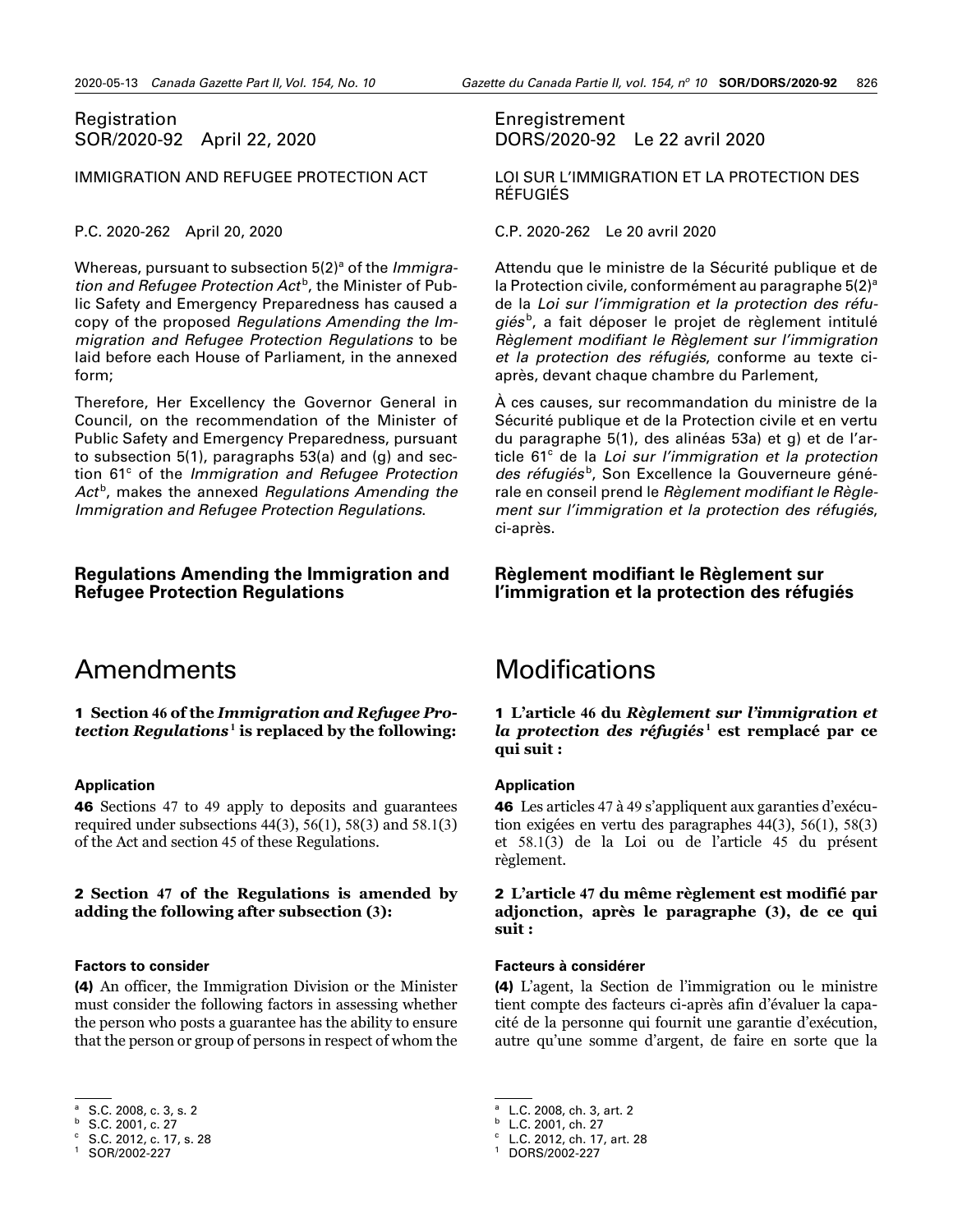Registration
SOR/2020-92 April 22, 2020

IMMIGRATION AND REFUGEE PROTECTION ACT

P.C. 2020-262 April 20, 2020

Whereas, pursuant to subsection 5(2)[a] of the *Immigration and Refugee Protection Act*[b], the Minister of Public Safety and Emergency Preparedness has caused a copy of the proposed *Regulations Amending the Immigration and Refugee Protection Regulations* to be laid before each House of Parliament, in the annexed form;

Therefore, Her Excellency the Governor General in Council, on the recommendation of the Minister of Public Safety and Emergency Preparedness, pursuant to subsection 5(1), paragraphs 53(a) and (g) and section 61[c] of the *Immigration and Refugee Protection Act*[b], makes the annexed *Regulations Amending the Immigration and Refugee Protection Regulations*.

## Regulations Amending the Immigration and Refugee Protection Regulations

# Amendments

**1 Section 46 of the *Immigration and Refugee Protection Regulations*[1] is replaced by the following:**

**Application**

**46** Sections 47 to 49 apply to deposits and guarantees required under subsections 44(3), 56(1), 58(3) and 58.1(3) of the Act and section 45 of these Regulations.

**2 Section 47 of the Regulations is amended by adding the following after subsection (3):**

**Factors to consider**

**(4)** An officer, the Immigration Division or the Minister must consider the following factors in assessing whether the person who posts a guarantee has the ability to ensure that the person or group of persons in respect of whom the

---

[a] S.C. 2008, c. 3, s. 2
[b] S.C. 2001, c. 27
[c] S.C. 2012, c. 17, s. 28
[1] SOR/2002-227

Enregistrement
DORS/2020-92 Le 22 avril 2020

LOI SUR L'IMMIGRATION ET LA PROTECTION DES RÉFUGIÉS

C.P. 2020-262 Le 20 avril 2020

Attendu que le ministre de la Sécurité publique et de la Protection civile, conformément au paragraphe 5(2)[a] de la *Loi sur l'immigration et la protection des réfugiés*[b], a fait déposer le projet de règlement intitulé *Règlement modifiant le Règlement sur l'immigration et la protection des réfugiés*, conforme au texte ci-après, devant chaque chambre du Parlement,

À ces causes, sur recommandation du ministre de la Sécurité publique et de la Protection civile et en vertu du paragraphe 5(1), des alinéas 53a) et g) et de l'article 61[c] de la *Loi sur l'immigration et la protection des réfugiés*[b], Son Excellence la Gouverneure générale en conseil prend le *Règlement modifiant le Règlement sur l'immigration et la protection des réfugiés*, ci-après.

## Règlement modifiant le Règlement sur l'immigration et la protection des réfugiés

# Modifications

**1 L'article 46 du *Règlement sur l'immigration et la protection des réfugiés*[1] est remplacé par ce qui suit :**

**Application**

**46** Les articles 47 à 49 s'appliquent aux garanties d'exécution exigées en vertu des paragraphes 44(3), 56(1), 58(3) et 58.1(3) de la Loi ou de l'article 45 du présent règlement.

**2 L'article 47 du même règlement est modifié par adjonction, après le paragraphe (3), de ce qui suit :**

**Facteurs à considérer**

**(4)** L'agent, la Section de l'immigration ou le ministre tient compte des facteurs ci-après afin d'évaluer la capacité de la personne qui fournit une garantie d'exécution, autre qu'une somme d'argent, de faire en sorte que la

---

[a] L.C. 2008, ch. 3, art. 2
[b] L.C. 2001, ch. 27
[c] L.C. 2012, ch. 17, art. 28
[1] DORS/2002-227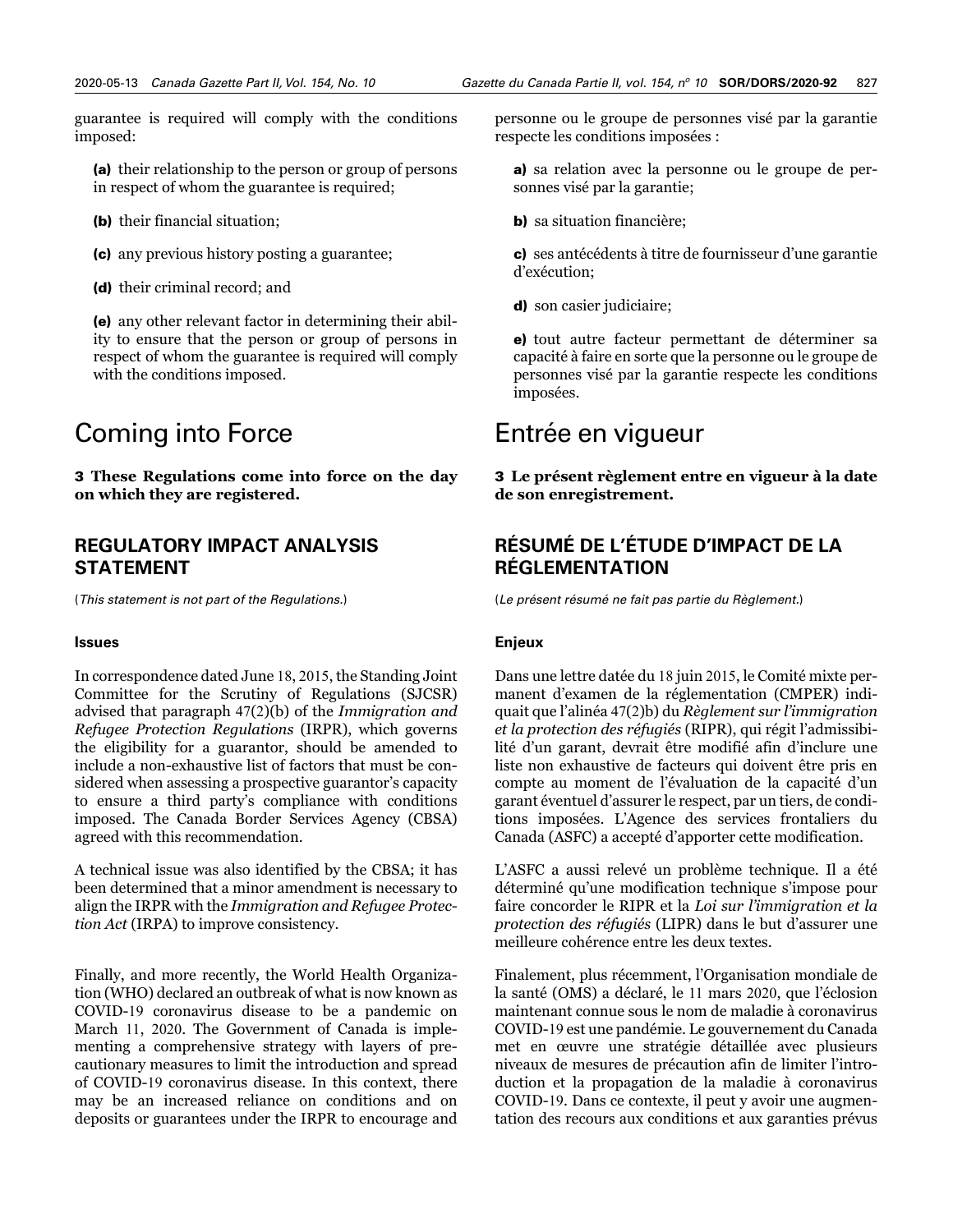guarantee is required will comply with the conditions imposed:

**(a)** their relationship to the person or group of persons in respect of whom the guarantee is required;

**(b)** their financial situation;

**(c)** any previous history posting a guarantee;

**(d)** their criminal record; and

**(e)** any other relevant factor in determining their ability to ensure that the person or group of persons in respect of whom the guarantee is required will comply with the conditions imposed.

# Coming into Force

**3 These Regulations come into force on the day on which they are registered.**

## REGULATORY IMPACT ANALYSIS STATEMENT

(*This statement is not part of the Regulations.*)

### Issues

In correspondence dated June 18, 2015, the Standing Joint Committee for the Scrutiny of Regulations (SJCSR) advised that paragraph 47(2)(b) of the *Immigration and Refugee Protection Regulations* (IRPR), which governs the eligibility for a guarantor, should be amended to include a non-exhaustive list of factors that must be considered when assessing a prospective guarantor's capacity to ensure a third party's compliance with conditions imposed. The Canada Border Services Agency (CBSA) agreed with this recommendation.

A technical issue was also identified by the CBSA; it has been determined that a minor amendment is necessary to align the IRPR with the *Immigration and Refugee Protection Act* (IRPA) to improve consistency.

Finally, and more recently, the World Health Organization (WHO) declared an outbreak of what is now known as COVID-19 coronavirus disease to be a pandemic on March 11, 2020. The Government of Canada is implementing a comprehensive strategy with layers of precautionary measures to limit the introduction and spread of COVID-19 coronavirus disease. In this context, there may be an increased reliance on conditions and on deposits or guarantees under the IRPR to encourage and

personne ou le groupe de personnes visé par la garantie respecte les conditions imposées :

**a)** sa relation avec la personne ou le groupe de personnes visé par la garantie;

**b)** sa situation financière;

**c)** ses antécédents à titre de fournisseur d'une garantie d'exécution;

**d)** son casier judiciaire;

**e)** tout autre facteur permettant de déterminer sa capacité à faire en sorte que la personne ou le groupe de personnes visé par la garantie respecte les conditions imposées.

# Entrée en vigueur

**3 Le présent règlement entre en vigueur à la date de son enregistrement.**

## RÉSUMÉ DE L'ÉTUDE D'IMPACT DE LA RÉGLEMENTATION

(*Le présent résumé ne fait pas partie du Règlement.*)

### Enjeux

Dans une lettre datée du 18 juin 2015, le Comité mixte permanent d'examen de la réglementation (CMPER) indiquait que l'alinéa 47(2)b) du *Règlement sur l'immigration et la protection des réfugiés* (RIPR), qui régit l'admissibilité d'un garant, devrait être modifié afin d'inclure une liste non exhaustive de facteurs qui doivent être pris en compte au moment de l'évaluation de la capacité d'un garant éventuel d'assurer le respect, par un tiers, de conditions imposées. L'Agence des services frontaliers du Canada (ASFC) a accepté d'apporter cette modification.

L'ASFC a aussi relevé un problème technique. Il a été déterminé qu'une modification technique s'impose pour faire concorder le RIPR et la *Loi sur l'immigration et la protection des réfugiés* (LIPR) dans le but d'assurer une meilleure cohérence entre les deux textes.

Finalement, plus récemment, l'Organisation mondiale de la santé (OMS) a déclaré, le 11 mars 2020, que l'éclosion maintenant connue sous le nom de maladie à coronavirus COVID-19 est une pandémie. Le gouvernement du Canada met en œuvre une stratégie détaillée avec plusieurs niveaux de mesures de précaution afin de limiter l'introduction et la propagation de la maladie à coronavirus COVID-19. Dans ce contexte, il peut y avoir une augmentation des recours aux conditions et aux garanties prévus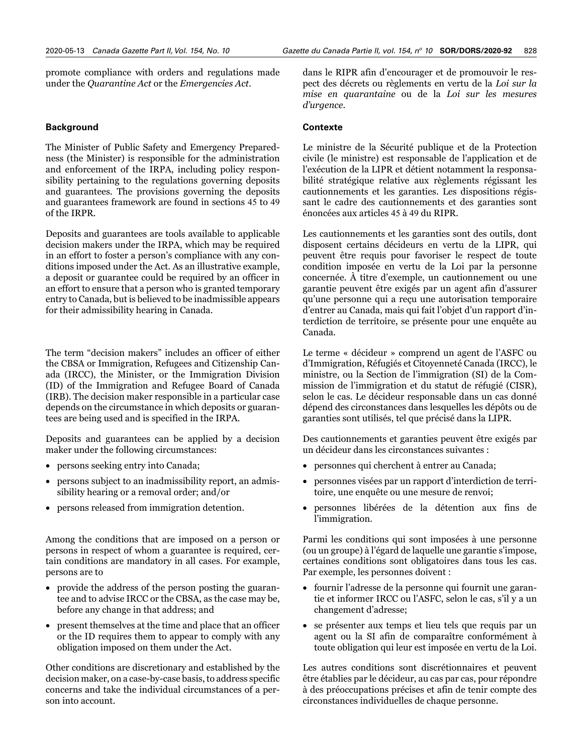promote compliance with orders and regulations made under the *Quarantine Act* or the *Emergencies Act*.

### Background

The Minister of Public Safety and Emergency Preparedness (the Minister) is responsible for the administration and enforcement of the IRPA, including policy responsibility pertaining to the regulations governing deposits and guarantees. The provisions governing the deposits and guarantees framework are found in sections 45 to 49 of the IRPR.

Deposits and guarantees are tools available to applicable decision makers under the IRPA, which may be required in an effort to foster a person's compliance with any conditions imposed under the Act. As an illustrative example, a deposit or guarantee could be required by an officer in an effort to ensure that a person who is granted temporary entry to Canada, but is believed to be inadmissible appears for their admissibility hearing in Canada.

The term "decision makers" includes an officer of either the CBSA or Immigration, Refugees and Citizenship Canada (IRCC), the Minister, or the Immigration Division (ID) of the Immigration and Refugee Board of Canada (IRB). The decision maker responsible in a particular case depends on the circumstance in which deposits or guarantees are being used and is specified in the IRPA.

Deposits and guarantees can be applied by a decision maker under the following circumstances:

- persons seeking entry into Canada;
- persons subject to an inadmissibility report, an admissibility hearing or a removal order; and/or
- persons released from immigration detention.

Among the conditions that are imposed on a person or persons in respect of whom a guarantee is required, certain conditions are mandatory in all cases. For example, persons are to

- provide the address of the person posting the guarantee and to advise IRCC or the CBSA, as the case may be, before any change in that address; and
- present themselves at the time and place that an officer or the ID requires them to appear to comply with any obligation imposed on them under the Act.

Other conditions are discretionary and established by the decision maker, on a case-by-case basis, to address specific concerns and take the individual circumstances of a person into account.

dans le RIPR afin d'encourager et de promouvoir le respect des décrets ou règlements en vertu de la *Loi sur la mise en quarantaine* ou de la *Loi sur les mesures d'urgence*.

### Contexte

Le ministre de la Sécurité publique et de la Protection civile (le ministre) est responsable de l'application et de l'exécution de la LIPR et détient notamment la responsabilité stratégique relative aux règlements régissant les cautionnements et les garanties. Les dispositions régissant le cadre des cautionnements et des garanties sont énoncées aux articles 45 à 49 du RIPR.

Les cautionnements et les garanties sont des outils, dont disposent certains décideurs en vertu de la LIPR, qui peuvent être requis pour favoriser le respect de toute condition imposée en vertu de la Loi par la personne concernée. À titre d'exemple, un cautionnement ou une garantie peuvent être exigés par un agent afin d'assurer qu'une personne qui a reçu une autorisation temporaire d'entrer au Canada, mais qui fait l'objet d'un rapport d'interdiction de territoire, se présente pour une enquête au Canada.

Le terme « décideur » comprend un agent de l'ASFC ou d'Immigration, Réfugiés et Citoyenneté Canada (IRCC), le ministre, ou la Section de l'immigration (SI) de la Commission de l'immigration et du statut de réfugié (CISR), selon le cas. Le décideur responsable dans un cas donné dépend des circonstances dans lesquelles les dépôts ou de garanties sont utilisés, tel que précisé dans la LIPR.

Des cautionnements et garanties peuvent être exigés par un décideur dans les circonstances suivantes :

- personnes qui cherchent à entrer au Canada;
- personnes visées par un rapport d'interdiction de territoire, une enquête ou une mesure de renvoi;
- personnes libérées de la détention aux fins de l'immigration.

Parmi les conditions qui sont imposées à une personne (ou un groupe) à l'égard de laquelle une garantie s'impose, certaines conditions sont obligatoires dans tous les cas. Par exemple, les personnes doivent :

- fournir l'adresse de la personne qui fournit une garantie et informer IRCC ou l'ASFC, selon le cas, s'il y a un changement d'adresse;
- se présenter aux temps et lieu tels que requis par un agent ou la SI afin de comparaître conformément à toute obligation qui leur est imposée en vertu de la Loi.

Les autres conditions sont discrétionnaires et peuvent être établies par le décideur, au cas par cas, pour répondre à des préoccupations précises et afin de tenir compte des circonstances individuelles de chaque personne.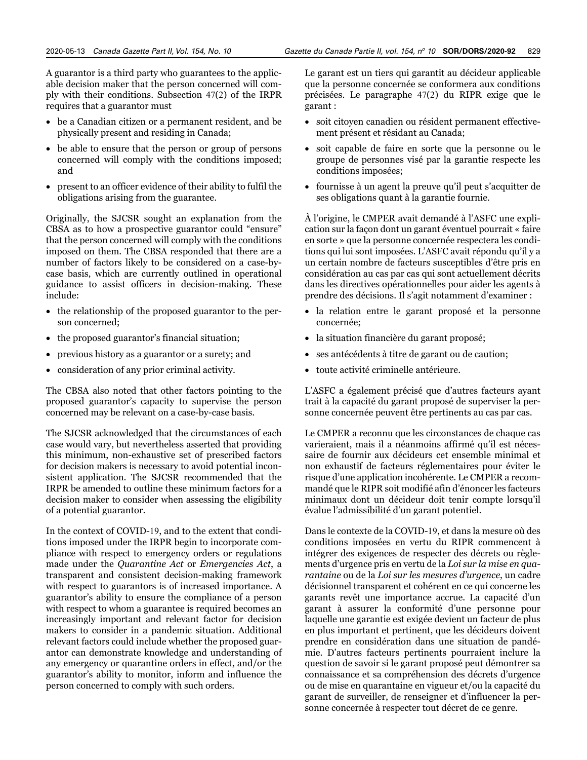A guarantor is a third party who guarantees to the applicable decision maker that the person concerned will comply with their conditions. Subsection 47(2) of the IRPR requires that a guarantor must

- be a Canadian citizen or a permanent resident, and be physically present and residing in Canada;
- be able to ensure that the person or group of persons concerned will comply with the conditions imposed; and
- present to an officer evidence of their ability to fulfil the obligations arising from the guarantee.

Originally, the SJCSR sought an explanation from the CBSA as to how a prospective guarantor could "ensure" that the person concerned will comply with the conditions imposed on them. The CBSA responded that there are a number of factors likely to be considered on a case-by-case basis, which are currently outlined in operational guidance to assist officers in decision-making. These include:

- the relationship of the proposed guarantor to the person concerned;
- the proposed guarantor's financial situation;
- previous history as a guarantor or a surety; and
- consideration of any prior criminal activity.

The CBSA also noted that other factors pointing to the proposed guarantor's capacity to supervise the person concerned may be relevant on a case-by-case basis.

The SJCSR acknowledged that the circumstances of each case would vary, but nevertheless asserted that providing this minimum, non-exhaustive set of prescribed factors for decision makers is necessary to avoid potential inconsistent application. The SJCSR recommended that the IRPR be amended to outline these minimum factors for a decision maker to consider when assessing the eligibility of a potential guarantor.

In the context of COVID-19, and to the extent that conditions imposed under the IRPR begin to incorporate compliance with respect to emergency orders or regulations made under the *Quarantine Act* or *Emergencies Act*, a transparent and consistent decision-making framework with respect to guarantors is of increased importance. A guarantor's ability to ensure the compliance of a person with respect to whom a guarantee is required becomes an increasingly important and relevant factor for decision makers to consider in a pandemic situation. Additional relevant factors could include whether the proposed guarantor can demonstrate knowledge and understanding of any emergency or quarantine orders in effect, and/or the guarantor's ability to monitor, inform and influence the person concerned to comply with such orders.

Le garant est un tiers qui garantit au décideur applicable que la personne concernée se conformera aux conditions précisées. Le paragraphe 47(2) du RIPR exige que le garant :

- soit citoyen canadien ou résident permanent effectivement présent et résidant au Canada;
- soit capable de faire en sorte que la personne ou le groupe de personnes visé par la garantie respecte les conditions imposées;
- fournisse à un agent la preuve qu'il peut s'acquitter de ses obligations quant à la garantie fournie.

À l'origine, le CMPER avait demandé à l'ASFC une explication sur la façon dont un garant éventuel pourrait « faire en sorte » que la personne concernée respectera les conditions qui lui sont imposées. L'ASFC avait répondu qu'il y a un certain nombre de facteurs susceptibles d'être pris en considération au cas par cas qui sont actuellement décrits dans les directives opérationnelles pour aider les agents à prendre des décisions. Il s'agit notamment d'examiner :

- la relation entre le garant proposé et la personne concernée;
- la situation financière du garant proposé;
- ses antécédents à titre de garant ou de caution;
- toute activité criminelle antérieure.

L'ASFC a également précisé que d'autres facteurs ayant trait à la capacité du garant proposé de superviser la personne concernée peuvent être pertinents au cas par cas.

Le CMPER a reconnu que les circonstances de chaque cas varieraient, mais il a néanmoins affirmé qu'il est nécessaire de fournir aux décideurs cet ensemble minimal et non exhaustif de facteurs réglementaires pour éviter le risque d'une application incohérente. Le CMPER a recommandé que le RIPR soit modifié afin d'énoncer les facteurs minimaux dont un décideur doit tenir compte lorsqu'il évalue l'admissibilité d'un garant potentiel.

Dans le contexte de la COVID-19, et dans la mesure où des conditions imposées en vertu du RIPR commencent à intégrer des exigences de respecter des décrets ou règlements d'urgence pris en vertu de la *Loi sur la mise en quarantaine* ou de la *Loi sur les mesures d'urgence*, un cadre décisionnel transparent et cohérent en ce qui concerne les garants revêt une importance accrue. La capacité d'un garant à assurer la conformité d'une personne pour laquelle une garantie est exigée devient un facteur de plus en plus important et pertinent, que les décideurs doivent prendre en considération dans une situation de pandémie. D'autres facteurs pertinents pourraient inclure la question de savoir si le garant proposé peut démontrer sa connaissance et sa compréhension des décrets d'urgence ou de mise en quarantaine en vigueur et/ou la capacité du garant de surveiller, de renseigner et d'influencer la personne concernée à respecter tout décret de ce genre.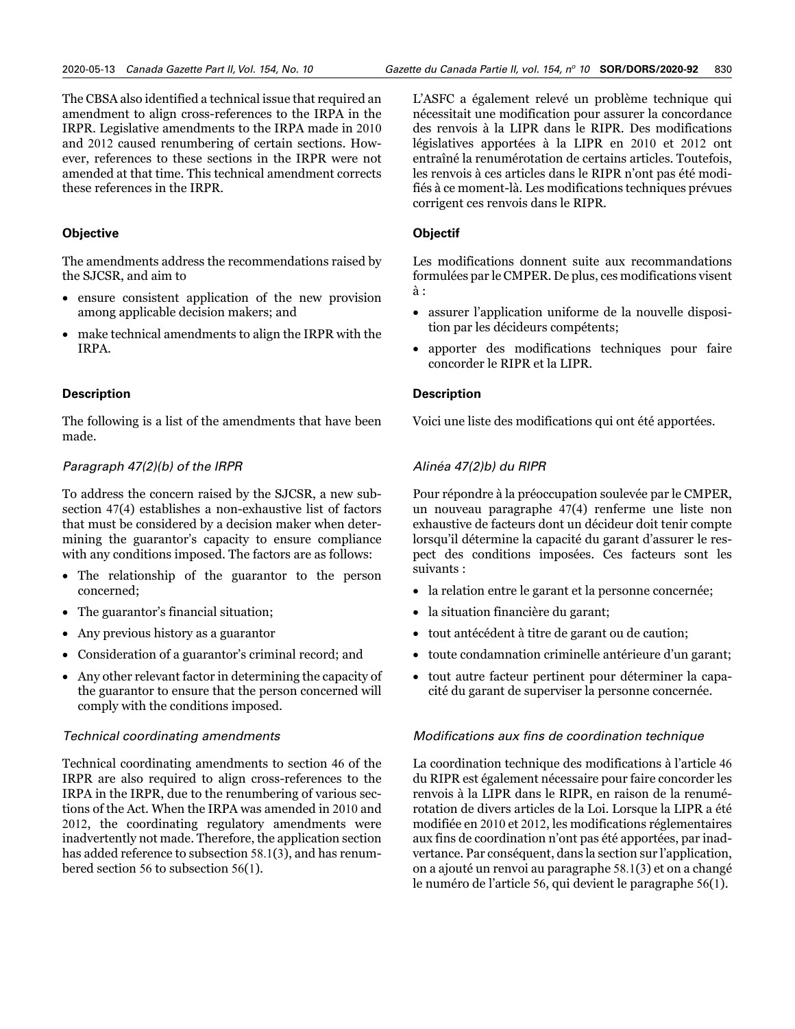The CBSA also identified a technical issue that required an amendment to align cross-references to the IRPA in the IRPR. Legislative amendments to the IRPA made in 2010 and 2012 caused renumbering of certain sections. However, references to these sections in the IRPR were not amended at that time. This technical amendment corrects these references in the IRPR.

### Objective

The amendments address the recommendations raised by the SJCSR, and aim to

- ensure consistent application of the new provision among applicable decision makers; and
- make technical amendments to align the IRPR with the IRPA.

### Description

The following is a list of the amendments that have been made.

*Paragraph 47(2)(b) of the IRPR*

To address the concern raised by the SJCSR, a new subsection 47(4) establishes a non-exhaustive list of factors that must be considered by a decision maker when determining the guarantor's capacity to ensure compliance with any conditions imposed. The factors are as follows:

- The relationship of the guarantor to the person concerned;
- The guarantor's financial situation;
- Any previous history as a guarantor
- Consideration of a guarantor's criminal record; and
- Any other relevant factor in determining the capacity of the guarantor to ensure that the person concerned will comply with the conditions imposed.

*Technical coordinating amendments*

Technical coordinating amendments to section 46 of the IRPR are also required to align cross-references to the IRPA in the IRPR, due to the renumbering of various sections of the Act. When the IRPA was amended in 2010 and 2012, the coordinating regulatory amendments were inadvertently not made. Therefore, the application section has added reference to subsection 58.1(3), and has renumbered section 56 to subsection 56(1).

L'ASFC a également relevé un problème technique qui nécessitait une modification pour assurer la concordance des renvois à la LIPR dans le RIPR. Des modifications législatives apportées à la LIPR en 2010 et 2012 ont entraîné la renumérotation de certains articles. Toutefois, les renvois à ces articles dans le RIPR n'ont pas été modifiés à ce moment-là. Les modifications techniques prévues corrigent ces renvois dans le RIPR.

### Objectif

Les modifications donnent suite aux recommandations formulées par le CMPER. De plus, ces modifications visent à :

- assurer l'application uniforme de la nouvelle disposition par les décideurs compétents;
- apporter des modifications techniques pour faire concorder le RIPR et la LIPR.

### Description

Voici une liste des modifications qui ont été apportées.

*Alinéa 47(2)b) du RIPR*

Pour répondre à la préoccupation soulevée par le CMPER, un nouveau paragraphe 47(4) renferme une liste non exhaustive de facteurs dont un décideur doit tenir compte lorsqu'il détermine la capacité du garant d'assurer le respect des conditions imposées. Ces facteurs sont les suivants :

- la relation entre le garant et la personne concernée;
- la situation financière du garant;
- tout antécédent à titre de garant ou de caution;
- toute condamnation criminelle antérieure d'un garant;
- tout autre facteur pertinent pour déterminer la capacité du garant de superviser la personne concernée.

*Modifications aux fins de coordination technique*

La coordination technique des modifications à l'article 46 du RIPR est également nécessaire pour faire concorder les renvois à la LIPR dans le RIPR, en raison de la renumérotation de divers articles de la Loi. Lorsque la LIPR a été modifiée en 2010 et 2012, les modifications réglementaires aux fins de coordination n'ont pas été apportées, par inadvertance. Par conséquent, dans la section sur l'application, on a ajouté un renvoi au paragraphe 58.1(3) et on a changé le numéro de l'article 56, qui devient le paragraphe 56(1).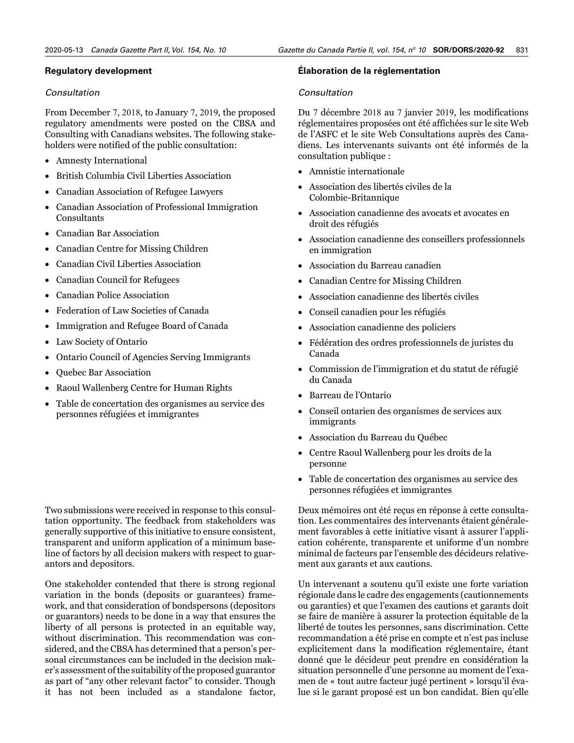## Regulatory development

*Consultation*

From December 7, 2018, to January 7, 2019, the proposed regulatory amendments were posted on the CBSA and Consulting with Canadians websites. The following stakeholders were notified of the public consultation:

- Amnesty International
- British Columbia Civil Liberties Association
- Canadian Association of Refugee Lawyers
- Canadian Association of Professional Immigration Consultants
- Canadian Bar Association
- Canadian Centre for Missing Children
- Canadian Civil Liberties Association
- Canadian Council for Refugees
- Canadian Police Association
- Federation of Law Societies of Canada
- Immigration and Refugee Board of Canada
- Law Society of Ontario
- Ontario Council of Agencies Serving Immigrants
- Quebec Bar Association
- Raoul Wallenberg Centre for Human Rights
- Table de concertation des organismes au service des personnes réfugiées et immigrantes

Two submissions were received in response to this consultation opportunity. The feedback from stakeholders was generally supportive of this initiative to ensure consistent, transparent and uniform application of a minimum baseline of factors by all decision makers with respect to guarantors and depositors.

One stakeholder contended that there is strong regional variation in the bonds (deposits or guarantees) framework, and that consideration of bondspersons (depositors or guarantors) needs to be done in a way that ensures the liberty of all persons is protected in an equitable way, without discrimination. This recommendation was considered, and the CBSA has determined that a person's personal circumstances can be included in the decision maker's assessment of the suitability of the proposed guarantor as part of "any other relevant factor" to consider. Though it has not been included as a standalone factor,

## Élaboration de la réglementation

*Consultation*

Du 7 décembre 2018 au 7 janvier 2019, les modifications réglementaires proposées ont été affichées sur le site Web de l'ASFC et le site Web Consultations auprès des Canadiens. Les intervenants suivants ont été informés de la consultation publique :

- Amnistie internationale
- Association des libertés civiles de la Colombie-Britannique
- Association canadienne des avocats et avocates en droit des réfugiés
- Association canadienne des conseillers professionnels en immigration
- Association du Barreau canadien
- Canadian Centre for Missing Children
- Association canadienne des libertés civiles
- Conseil canadien pour les réfugiés
- Association canadienne des policiers
- Fédération des ordres professionnels de juristes du Canada
- Commission de l'immigration et du statut de réfugié du Canada
- Barreau de l'Ontario
- Conseil ontarien des organismes de services aux immigrants
- Association du Barreau du Québec
- Centre Raoul Wallenberg pour les droits de la personne
- Table de concertation des organismes au service des personnes réfugiées et immigrantes

Deux mémoires ont été reçus en réponse à cette consultation. Les commentaires des intervenants étaient généralement favorables à cette initiative visant à assurer l'application cohérente, transparente et uniforme d'un nombre minimal de facteurs par l'ensemble des décideurs relativement aux garants et aux cautions.

Un intervenant a soutenu qu'il existe une forte variation régionale dans le cadre des engagements (cautionnements ou garanties) et que l'examen des cautions et garants doit se faire de manière à assurer la protection équitable de la liberté de toutes les personnes, sans discrimination. Cette recommandation a été prise en compte et n'est pas incluse explicitement dans la modification réglementaire, étant donné que le décideur peut prendre en considération la situation personnelle d'une personne au moment de l'examen de « tout autre facteur jugé pertinent » lorsqu'il évalue si le garant proposé est un bon candidat. Bien qu'elle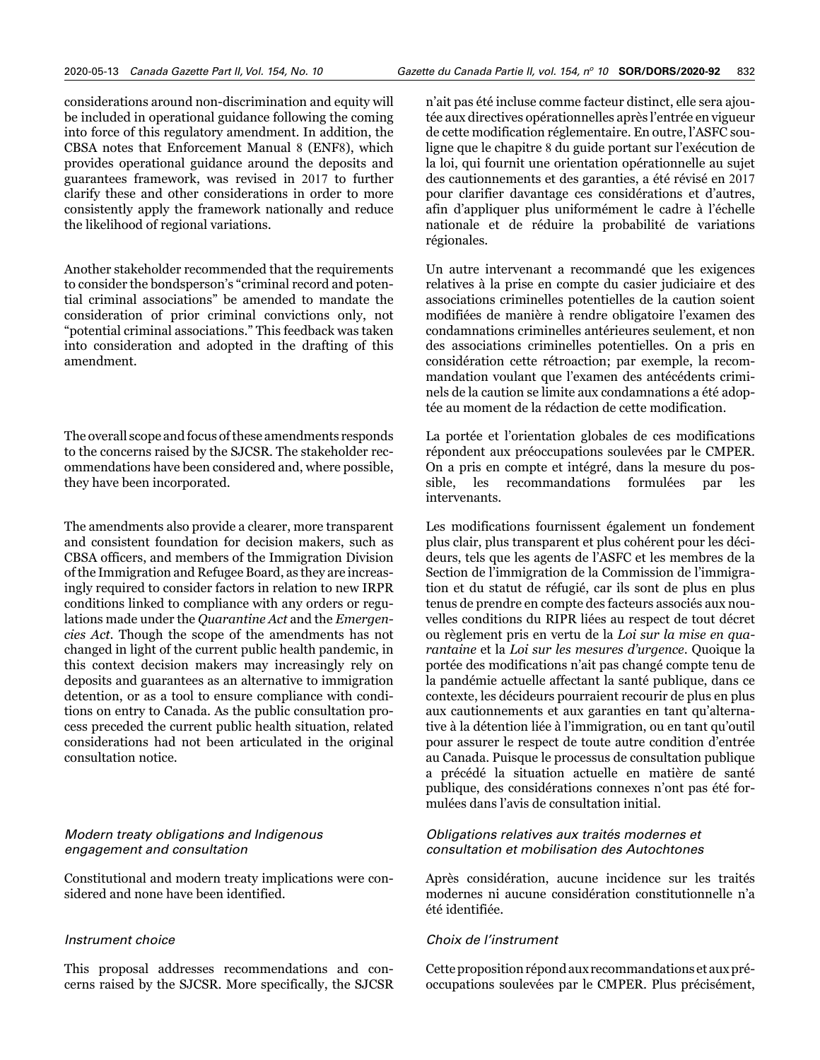considerations around non-discrimination and equity will be included in operational guidance following the coming into force of this regulatory amendment. In addition, the CBSA notes that Enforcement Manual 8 (ENF8), which provides operational guidance around the deposits and guarantees framework, was revised in 2017 to further clarify these and other considerations in order to more consistently apply the framework nationally and reduce the likelihood of regional variations.

Another stakeholder recommended that the requirements to consider the bondsperson's "criminal record and potential criminal associations" be amended to mandate the consideration of prior criminal convictions only, not "potential criminal associations." This feedback was taken into consideration and adopted in the drafting of this amendment.

The overall scope and focus of these amendments responds to the concerns raised by the SJCSR. The stakeholder recommendations have been considered and, where possible, they have been incorporated.

The amendments also provide a clearer, more transparent and consistent foundation for decision makers, such as CBSA officers, and members of the Immigration Division of the Immigration and Refugee Board, as they are increasingly required to consider factors in relation to new IRPR conditions linked to compliance with any orders or regulations made under the *Quarantine Act* and the *Emergencies Act*. Though the scope of the amendments has not changed in light of the current public health pandemic, in this context decision makers may increasingly rely on deposits and guarantees as an alternative to immigration detention, or as a tool to ensure compliance with conditions on entry to Canada. As the public consultation process preceded the current public health situation, related considerations had not been articulated in the original consultation notice.

*Modern treaty obligations and Indigenous engagement and consultation*

Constitutional and modern treaty implications were considered and none have been identified.

*Instrument choice*

This proposal addresses recommendations and concerns raised by the SJCSR. More specifically, the SJCSR

n'ait pas été incluse comme facteur distinct, elle sera ajoutée aux directives opérationnelles après l'entrée en vigueur de cette modification réglementaire. En outre, l'ASFC souligne que le chapitre 8 du guide portant sur l'exécution de la loi, qui fournit une orientation opérationnelle au sujet des cautionnements et des garanties, a été révisé en 2017 pour clarifier davantage ces considérations et d'autres, afin d'appliquer plus uniformément le cadre à l'échelle nationale et de réduire la probabilité de variations régionales.

Un autre intervenant a recommandé que les exigences relatives à la prise en compte du casier judiciaire et des associations criminelles potentielles de la caution soient modifiées de manière à rendre obligatoire l'examen des condamnations criminelles antérieures seulement, et non des associations criminelles potentielles. On a pris en considération cette rétroaction; par exemple, la recommandation voulant que l'examen des antécédents criminels de la caution se limite aux condamnations a été adoptée au moment de la rédaction de cette modification.

La portée et l'orientation globales de ces modifications répondent aux préoccupations soulevées par le CMPER. On a pris en compte et intégré, dans la mesure du possible, les recommandations formulées par les intervenants.

Les modifications fournissent également un fondement plus clair, plus transparent et plus cohérent pour les décideurs, tels que les agents de l'ASFC et les membres de la Section de l'immigration de la Commission de l'immigration et du statut de réfugié, car ils sont de plus en plus tenus de prendre en compte des facteurs associés aux nouvelles conditions du RIPR liées au respect de tout décret ou règlement pris en vertu de la *Loi sur la mise en quarantaine* et la *Loi sur les mesures d'urgence*. Quoique la portée des modifications n'ait pas changé compte tenu de la pandémie actuelle affectant la santé publique, dans ce contexte, les décideurs pourraient recourir de plus en plus aux cautionnements et aux garanties en tant qu'alternative à la détention liée à l'immigration, ou en tant qu'outil pour assurer le respect de toute autre condition d'entrée au Canada. Puisque le processus de consultation publique a précédé la situation actuelle en matière de santé publique, des considérations connexes n'ont pas été formulées dans l'avis de consultation initial.

*Obligations relatives aux traités modernes et consultation et mobilisation des Autochtones*

Après considération, aucune incidence sur les traités modernes ni aucune considération constitutionnelle n'a été identifiée.

*Choix de l'instrument*

Cette proposition répond aux recommandations et aux préoccupations soulevées par le CMPER. Plus précisément,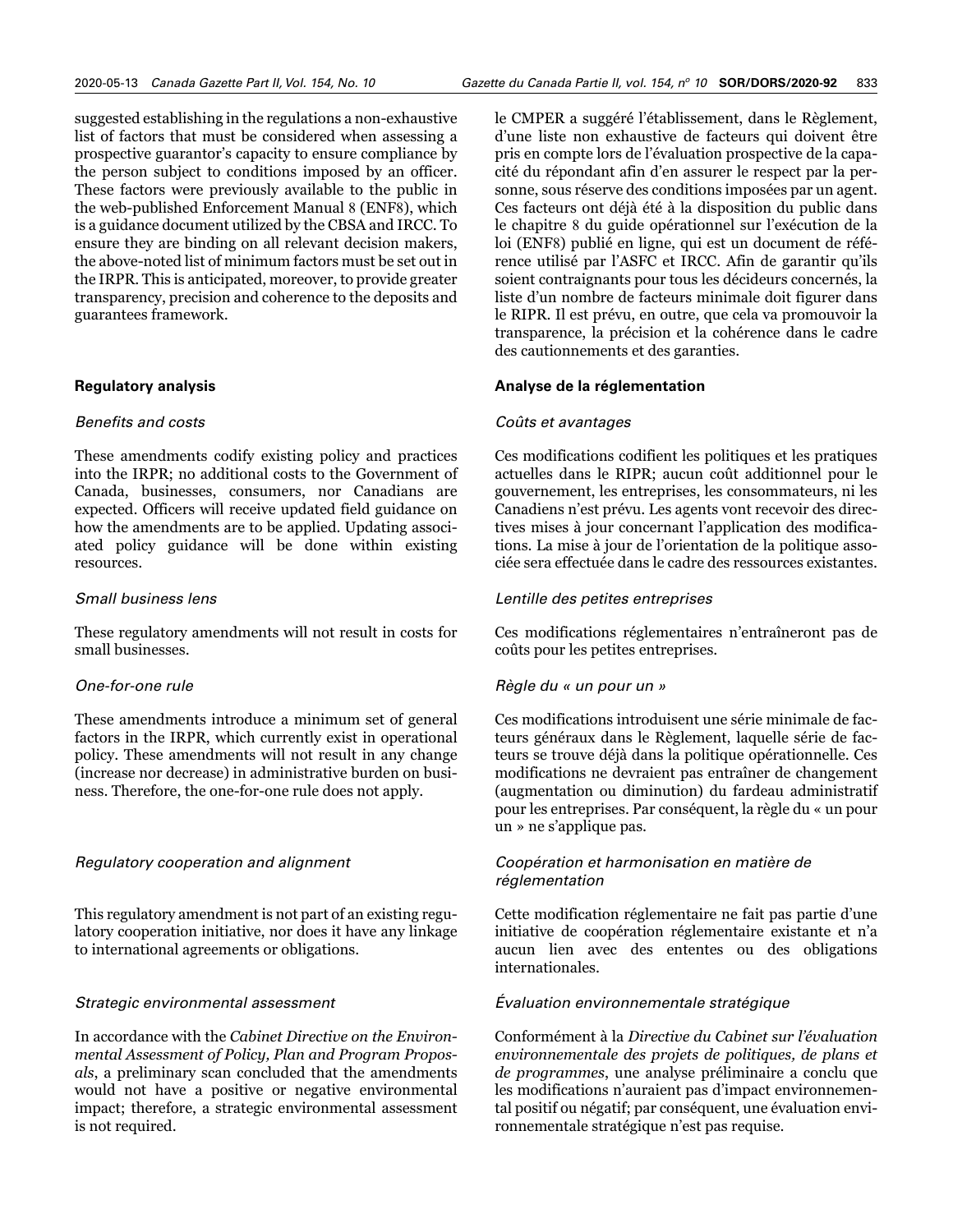suggested establishing in the regulations a non-exhaustive list of factors that must be considered when assessing a prospective guarantor's capacity to ensure compliance by the person subject to conditions imposed by an officer. These factors were previously available to the public in the web-published Enforcement Manual 8 (ENF8), which is a guidance document utilized by the CBSA and IRCC. To ensure they are binding on all relevant decision makers, the above-noted list of minimum factors must be set out in the IRPR. This is anticipated, moreover, to provide greater transparency, precision and coherence to the deposits and guarantees framework.

### Regulatory analysis

*Benefits and costs*

These amendments codify existing policy and practices into the IRPR; no additional costs to the Government of Canada, businesses, consumers, nor Canadians are expected. Officers will receive updated field guidance on how the amendments are to be applied. Updating associated policy guidance will be done within existing resources.

*Small business lens*

These regulatory amendments will not result in costs for small businesses.

*One-for-one rule*

These amendments introduce a minimum set of general factors in the IRPR, which currently exist in operational policy. These amendments will not result in any change (increase nor decrease) in administrative burden on business. Therefore, the one-for-one rule does not apply.

*Regulatory cooperation and alignment*

This regulatory amendment is not part of an existing regulatory cooperation initiative, nor does it have any linkage to international agreements or obligations.

*Strategic environmental assessment*

In accordance with the *Cabinet Directive on the Environmental Assessment of Policy, Plan and Program Proposals*, a preliminary scan concluded that the amendments would not have a positive or negative environmental impact; therefore, a strategic environmental assessment is not required.

le CMPER a suggéré l'établissement, dans le Règlement, d'une liste non exhaustive de facteurs qui doivent être pris en compte lors de l'évaluation prospective de la capacité du répondant afin d'en assurer le respect par la personne, sous réserve des conditions imposées par un agent. Ces facteurs ont déjà été à la disposition du public dans le chapitre 8 du guide opérationnel sur l'exécution de la loi (ENF8) publié en ligne, qui est un document de référence utilisé par l'ASFC et IRCC. Afin de garantir qu'ils soient contraignants pour tous les décideurs concernés, la liste d'un nombre de facteurs minimale doit figurer dans le RIPR. Il est prévu, en outre, que cela va promouvoir la transparence, la précision et la cohérence dans le cadre des cautionnements et des garanties.

### Analyse de la réglementation

*Coûts et avantages*

Ces modifications codifient les politiques et les pratiques actuelles dans le RIPR; aucun coût additionnel pour le gouvernement, les entreprises, les consommateurs, ni les Canadiens n'est prévu. Les agents vont recevoir des directives mises à jour concernant l'application des modifications. La mise à jour de l'orientation de la politique associée sera effectuée dans le cadre des ressources existantes.

*Lentille des petites entreprises*

Ces modifications réglementaires n'entraîneront pas de coûts pour les petites entreprises.

*Règle du « un pour un »*

Ces modifications introduisent une série minimale de facteurs généraux dans le Règlement, laquelle série de facteurs se trouve déjà dans la politique opérationnelle. Ces modifications ne devraient pas entraîner de changement (augmentation ou diminution) du fardeau administratif pour les entreprises. Par conséquent, la règle du « un pour un » ne s'applique pas.

*Coopération et harmonisation en matière de réglementation*

Cette modification réglementaire ne fait pas partie d'une initiative de coopération réglementaire existante et n'a aucun lien avec des ententes ou des obligations internationales.

*Évaluation environnementale stratégique*

Conformément à la *Directive du Cabinet sur l'évaluation environnementale des projets de politiques, de plans et de programmes*, une analyse préliminaire a conclu que les modifications n'auraient pas d'impact environnemental positif ou négatif; par conséquent, une évaluation environnementale stratégique n'est pas requise.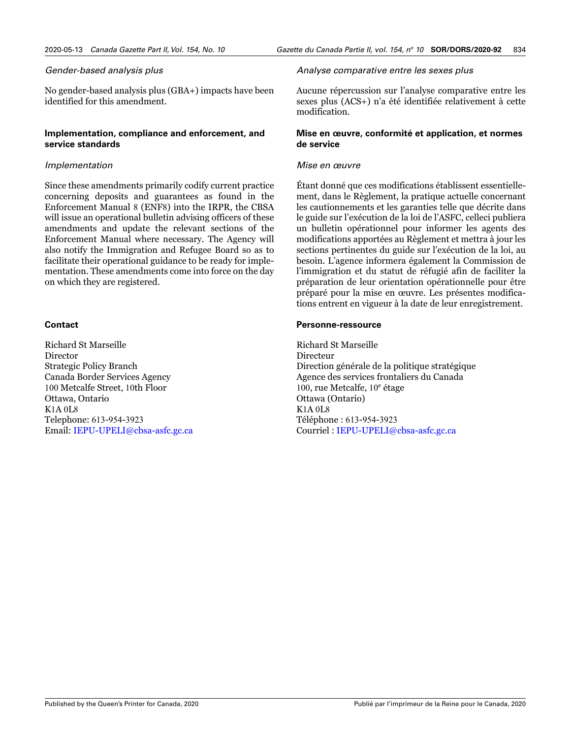### *Gender-based analysis plus*

No gender-based analysis plus (GBA+) impacts have been identified for this amendment.

## Implementation, compliance and enforcement, and service standards

### *Implementation*

Since these amendments primarily codify current practice concerning deposits and guarantees as found in the Enforcement Manual 8 (ENF8) into the IRPR, the CBSA will issue an operational bulletin advising officers of these amendments and update the relevant sections of the Enforcement Manual where necessary. The Agency will also notify the Immigration and Refugee Board so as to facilitate their operational guidance to be ready for implementation. These amendments come into force on the day on which they are registered.

## Contact

Richard St Marseille
Director
Strategic Policy Branch
Canada Border Services Agency
100 Metcalfe Street, 10th Floor
Ottawa, Ontario
K1A 0L8
Telephone: 613-954-3923
Email: IEPU-UPELI@cbsa-asfc.gc.ca

### *Analyse comparative entre les sexes plus*

Aucune répercussion sur l'analyse comparative entre les sexes plus (ACS+) n'a été identifiée relativement à cette modification.

## Mise en œuvre, conformité et application, et normes de service

### *Mise en œuvre*

Étant donné que ces modifications établissent essentiellement, dans le Règlement, la pratique actuelle concernant les cautionnements et les garanties telle que décrite dans le guide sur l'exécution de la loi de l'ASFC, celleci publiera un bulletin opérationnel pour informer les agents des modifications apportées au Règlement et mettra à jour les sections pertinentes du guide sur l'exécution de la loi, au besoin. L'agence informera également la Commission de l'immigration et du statut de réfugié afin de faciliter la préparation de leur orientation opérationnelle pour être préparé pour la mise en œuvre. Les présentes modifications entrent en vigueur à la date de leur enregistrement.

## Personne-ressource

Richard St Marseille
Directeur
Direction générale de la politique stratégique
Agence des services frontaliers du Canada
100, rue Metcalfe, 10e étage
Ottawa (Ontario)
K1A 0L8
Téléphone : 613-954-3923
Courriel : IEPU-UPELI@cbsa-asfc.gc.ca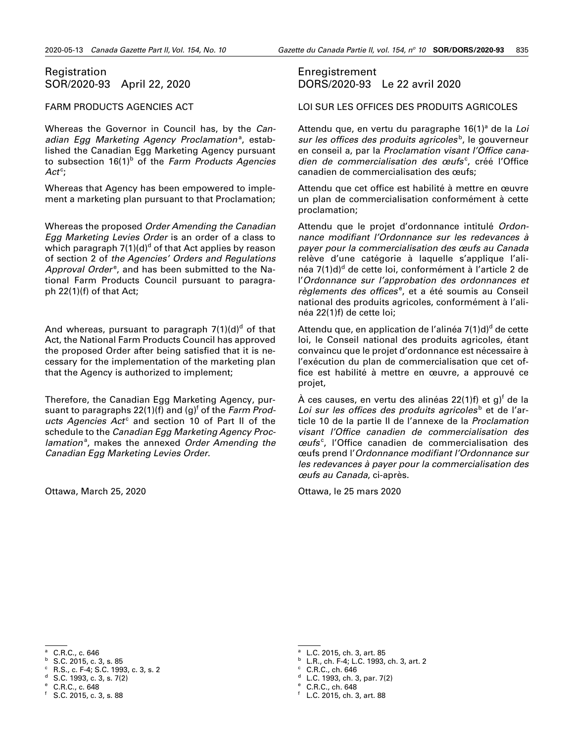## Registration
## SOR/2020-93 April 22, 2020

FARM PRODUCTS AGENCIES ACT

Whereas the Governor in Council has, by the *Canadian Egg Marketing Agency Proclamation*[a], established the Canadian Egg Marketing Agency pursuant to subsection 16(1)[b] of the *Farm Products Agencies Act*[c];

Whereas that Agency has been empowered to implement a marketing plan pursuant to that Proclamation;

Whereas the proposed *Order Amending the Canadian Egg Marketing Levies Order* is an order of a class to which paragraph 7(1)(d)[d] of that Act applies by reason of section 2 of *the Agencies' Orders and Regulations Approval Order*[e], and has been submitted to the National Farm Products Council pursuant to paragraph 22(1)(f) of that Act;

And whereas, pursuant to paragraph 7(1)(d)[d] of that Act, the National Farm Products Council has approved the proposed Order after being satisfied that it is necessary for the implementation of the marketing plan that the Agency is authorized to implement;

Therefore, the Canadian Egg Marketing Agency, pursuant to paragraphs 22(1)(f) and (g)[f] of the *Farm Products Agencies Act*[c] and section 10 of Part II of the schedule to the *Canadian Egg Marketing Agency Proclamation*[a], makes the annexed *Order Amending the Canadian Egg Marketing Levies Order*.

Ottawa, March 25, 2020

[a] C.R.C., c. 646
[b] S.C. 2015, c. 3, s. 85
[c] R.S., c. F-4; S.C. 1993, c. 3, s. 2
[d] S.C. 1993, c. 3, s. 7(2)
[e] C.R.C., c. 648
[f] S.C. 2015, c. 3, s. 88

## Enregistrement
## DORS/2020-93 Le 22 avril 2020

LOI SUR LES OFFICES DES PRODUITS AGRICOLES

Attendu que, en vertu du paragraphe 16(1)[a] de la *Loi sur les offices des produits agricoles*[b], le gouverneur en conseil a, par la *Proclamation visant l'Office canadien de commercialisation des œufs*[c], créé l'Office canadien de commercialisation des œufs;

Attendu que cet office est habilité à mettre en œuvre un plan de commercialisation conformément à cette proclamation;

Attendu que le projet d'ordonnance intitulé *Ordonnance modifiant l'Ordonnance sur les redevances à payer pour la commercialisation des œufs au Canada* relève d'une catégorie à laquelle s'applique l'alinéa 7(1)d)[d] de cette loi, conformément à l'article 2 de l'*Ordonnance sur l'approbation des ordonnances et règlements des offices*[e], et a été soumis au Conseil national des produits agricoles, conformément à l'alinéa 22(1)f) de cette loi;

Attendu que, en application de l'alinéa 7(1)d)[d] de cette loi, le Conseil national des produits agricoles, étant convaincu que le projet d'ordonnance est nécessaire à l'exécution du plan de commercialisation que cet office est habilité à mettre en œuvre, a approuvé ce projet,

À ces causes, en vertu des alinéas 22(1)f) et g)[f] de la *Loi sur les offices des produits agricoles*[b] et de l'article 10 de la partie II de l'annexe de la *Proclamation visant l'Office canadien de commercialisation des œufs*[c], l'Office canadien de commercialisation des œufs prend l'*Ordonnance modifiant l'Ordonnance sur les redevances à payer pour la commercialisation des œufs au Canada*, ci-après.

Ottawa, le 25 mars 2020

[a] L.C. 2015, ch. 3, art. 85
[b] L.R., ch. F-4; L.C. 1993, ch. 3, art. 2
[c] C.R.C., ch. 646
[d] L.C. 1993, ch. 3, par. 7(2)
[e] C.R.C., ch. 648
[f] L.C. 2015, ch. 3, art. 88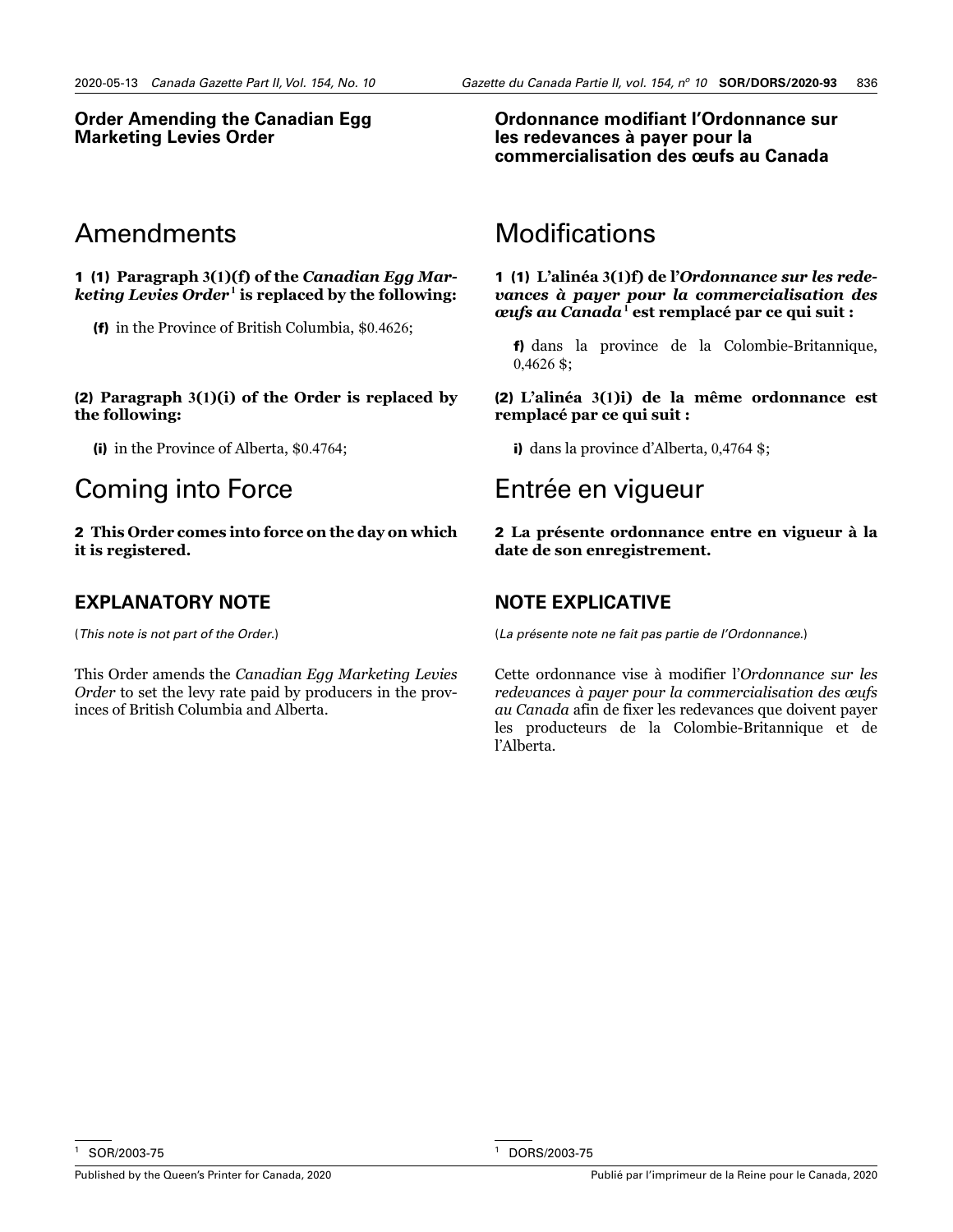## Order Amending the Canadian Egg Marketing Levies Order

# Amendments

**1 (1) Paragraph 3(1)(f) of the *Canadian Egg Marketing Levies Order*[1] is replaced by the following:**

**(f)** in the Province of British Columbia, $0.4626;

**(2) Paragraph 3(1)(i) of the Order is replaced by the following:**

**(i)** in the Province of Alberta, $0.4764;

# Coming into Force

**2 This Order comes into force on the day on which it is registered.**

## EXPLANATORY NOTE

(*This note is not part of the Order.*)

This Order amends the *Canadian Egg Marketing Levies Order* to set the levy rate paid by producers in the provinces of British Columbia and Alberta.

[1] SOR/2003-75

## Ordonnance modifiant l'Ordonnance sur les redevances à payer pour la commercialisation des œufs au Canada

# Modifications

**1 (1) L'alinéa 3(1)f) de l'*Ordonnance sur les redevances à payer pour la commercialisation des œufs au Canada*[1] est remplacé par ce qui suit :**

**f)** dans la province de la Colombie-Britannique, 0,4626 $;

**(2) L'alinéa 3(1)i) de la même ordonnance est remplacé par ce qui suit :**

**i)** dans la province d'Alberta, 0,4764 $;

# Entrée en vigueur

**2 La présente ordonnance entre en vigueur à la date de son enregistrement.**

## NOTE EXPLICATIVE

(*La présente note ne fait pas partie de l'Ordonnance.*)

Cette ordonnance vise à modifier l'*Ordonnance sur les redevances à payer pour la commercialisation des œufs au Canada* afin de fixer les redevances que doivent payer les producteurs de la Colombie-Britannique et de l'Alberta.

[1] DORS/2003-75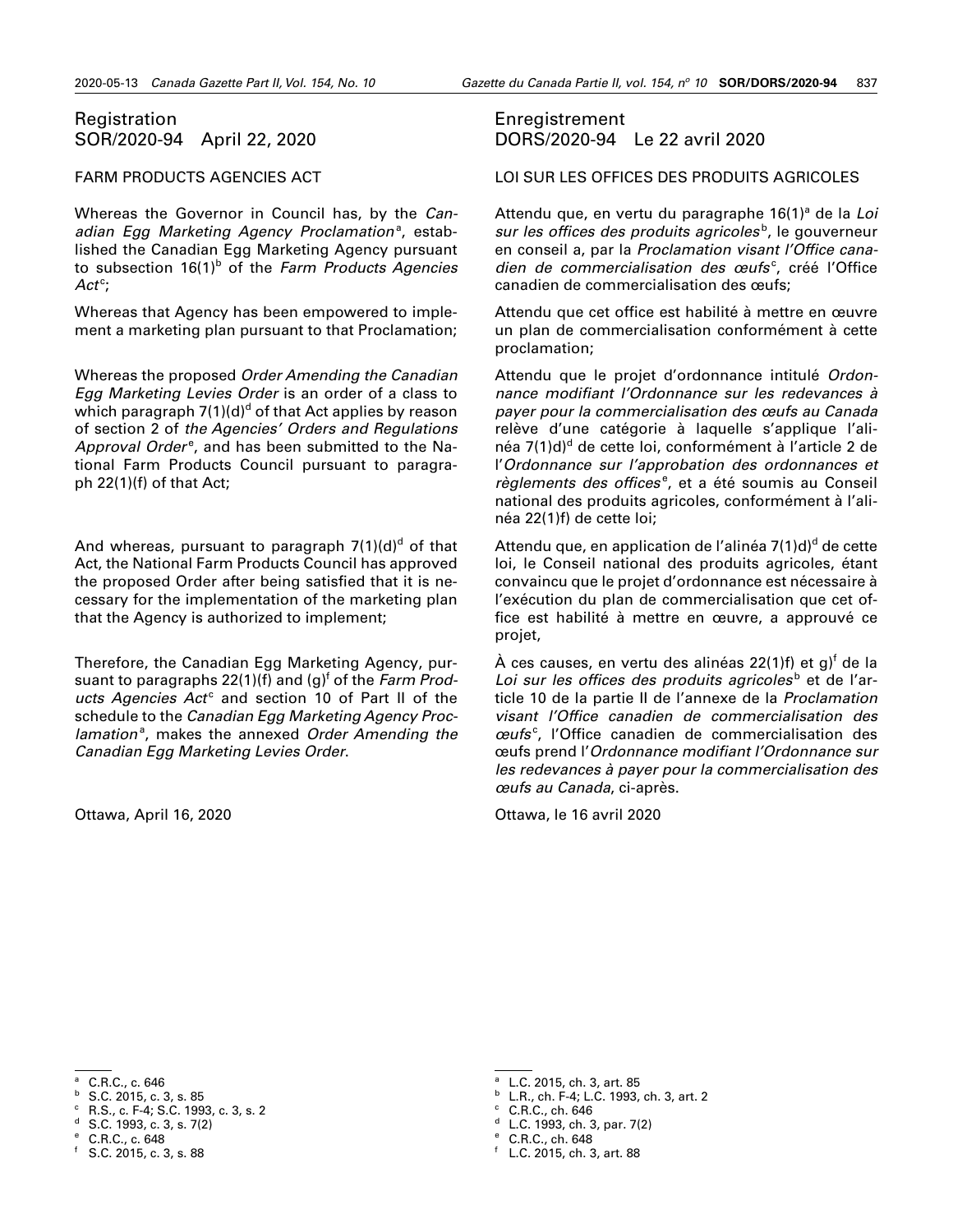## Registration
## SOR/2020-94 April 22, 2020

FARM PRODUCTS AGENCIES ACT

Whereas the Governor in Council has, by the *Canadian Egg Marketing Agency Proclamation*[a], established the Canadian Egg Marketing Agency pursuant to subsection 16(1)[b] of the *Farm Products Agencies Act*[c];

Whereas that Agency has been empowered to implement a marketing plan pursuant to that Proclamation;

Whereas the proposed *Order Amending the Canadian Egg Marketing Levies Order* is an order of a class to which paragraph 7(1)(d)[d] of that Act applies by reason of section 2 of *the Agencies' Orders and Regulations Approval Order*[e], and has been submitted to the National Farm Products Council pursuant to paragraph 22(1)(f) of that Act;

And whereas, pursuant to paragraph 7(1)(d)[d] of that Act, the National Farm Products Council has approved the proposed Order after being satisfied that it is necessary for the implementation of the marketing plan that the Agency is authorized to implement;

Therefore, the Canadian Egg Marketing Agency, pursuant to paragraphs 22(1)(f) and (g)[f] of the *Farm Products Agencies Act*[c] and section 10 of Part II of the schedule to the *Canadian Egg Marketing Agency Proclamation*[a], makes the annexed *Order Amending the Canadian Egg Marketing Levies Order*.

Ottawa, April 16, 2020

[a] C.R.C., c. 646
[b] S.C. 2015, c. 3, s. 85
[c] R.S., c. F-4; S.C. 1993, c. 3, s. 2
[d] S.C. 1993, c. 3, s. 7(2)
[e] C.R.C., c. 648
[f] S.C. 2015, c. 3, s. 88

## Enregistrement
## DORS/2020-94 Le 22 avril 2020

LOI SUR LES OFFICES DES PRODUITS AGRICOLES

Attendu que, en vertu du paragraphe 16(1)[a] de la *Loi sur les offices des produits agricoles*[b], le gouverneur en conseil a, par la *Proclamation visant l'Office canadien de commercialisation des œufs*[c], créé l'Office canadien de commercialisation des œufs;

Attendu que cet office est habilité à mettre en œuvre un plan de commercialisation conformément à cette proclamation;

Attendu que le projet d'ordonnance intitulé *Ordonnance modifiant l'Ordonnance sur les redevances à payer pour la commercialisation des œufs au Canada* relève d'une catégorie à laquelle s'applique l'alinéa 7(1)d)[d] de cette loi, conformément à l'article 2 de l'*Ordonnance sur l'approbation des ordonnances et règlements des offices*[e], et a été soumis au Conseil national des produits agricoles, conformément à l'alinéa 22(1)f) de cette loi;

Attendu que, en application de l'alinéa 7(1)d)[d] de cette loi, le Conseil national des produits agricoles, étant convaincu que le projet d'ordonnance est nécessaire à l'exécution du plan de commercialisation que cet office est habilité à mettre en œuvre, a approuvé ce projet,

À ces causes, en vertu des alinéas 22(1)f) et g)[f] de la *Loi sur les offices des produits agricoles*[b] et de l'article 10 de la partie II de l'annexe de la *Proclamation visant l'Office canadien de commercialisation des œufs*[c], l'Office canadien de commercialisation des œufs prend l'*Ordonnance modifiant l'Ordonnance sur les redevances à payer pour la commercialisation des œufs au Canada*, ci-après.

Ottawa, le 16 avril 2020

[a] L.C. 2015, ch. 3, art. 85
[b] L.R., ch. F-4; L.C. 1993, ch. 3, art. 2
[c] C.R.C., ch. 646
[d] L.C. 1993, ch. 3, par. 7(2)
[e] C.R.C., ch. 648
[f] L.C. 2015, ch. 3, art. 88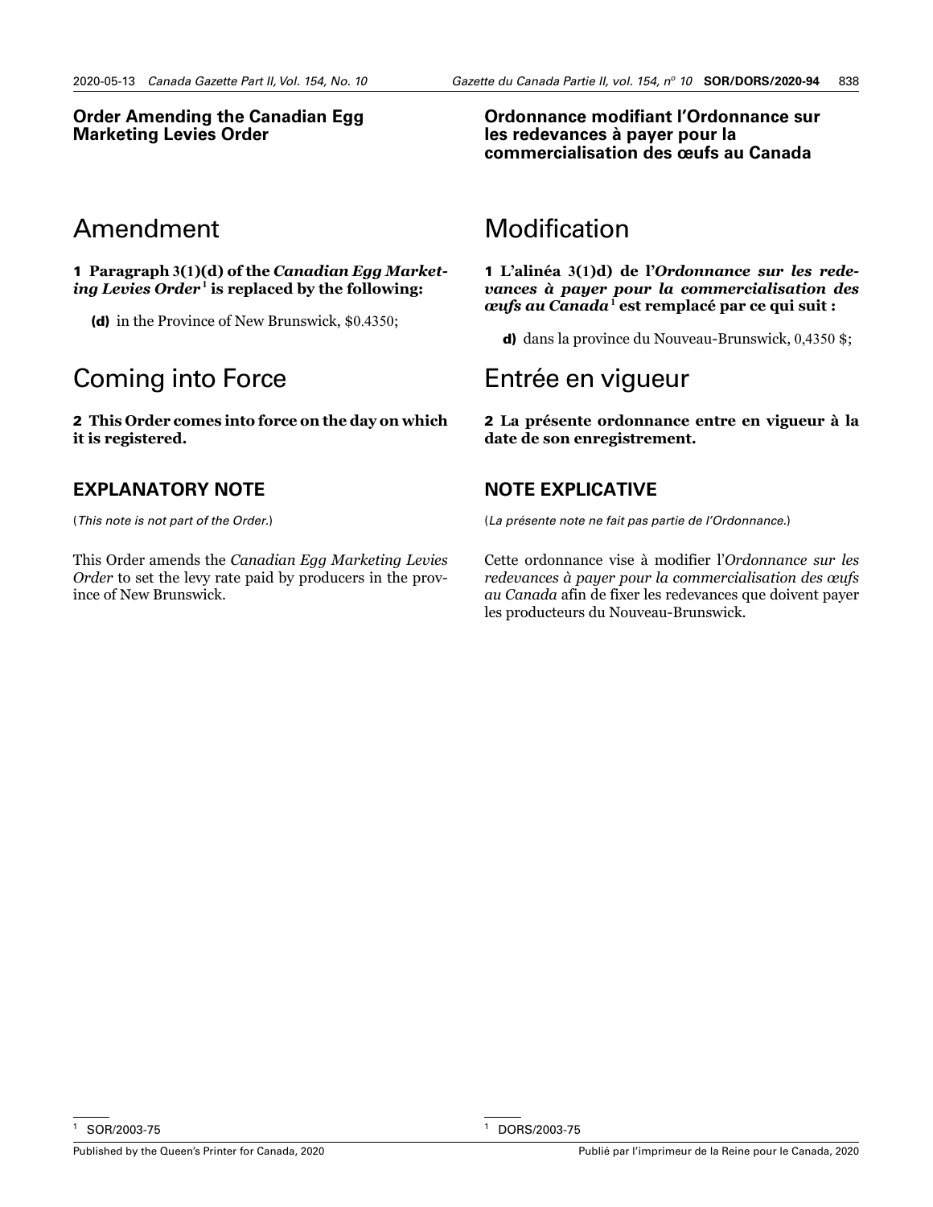## Order Amending the Canadian Egg Marketing Levies Order

## Ordonnance modifiant l'Ordonnance sur les redevances à payer pour la commercialisation des œufs au Canada

# Amendment

**1 Paragraph 3(1)(d) of the *Canadian Egg Marketing Levies Order*[1] is replaced by the following:**

**(d)** in the Province of New Brunswick, $0.4350;

# Coming into Force

**2 This Order comes into force on the day on which it is registered.**

## EXPLANATORY NOTE

(*This note is not part of the Order.*)

This Order amends the *Canadian Egg Marketing Levies Order* to set the levy rate paid by producers in the province of New Brunswick.

# Modification

**1 L'alinéa 3(1)d) de l'*Ordonnance sur les redevances à payer pour la commercialisation des œufs au Canada*[1] est remplacé par ce qui suit :**

**d)** dans la province du Nouveau-Brunswick, 0,4350 $;

# Entrée en vigueur

**2 La présente ordonnance entre en vigueur à la date de son enregistrement.**

## NOTE EXPLICATIVE

(*La présente note ne fait pas partie de l'Ordonnance.*)

Cette ordonnance vise à modifier l'*Ordonnance sur les redevances à payer pour la commercialisation des œufs au Canada* afin de fixer les redevances que doivent payer les producteurs du Nouveau-Brunswick.

---

[1] SOR/2003-75

[1] DORS/2003-75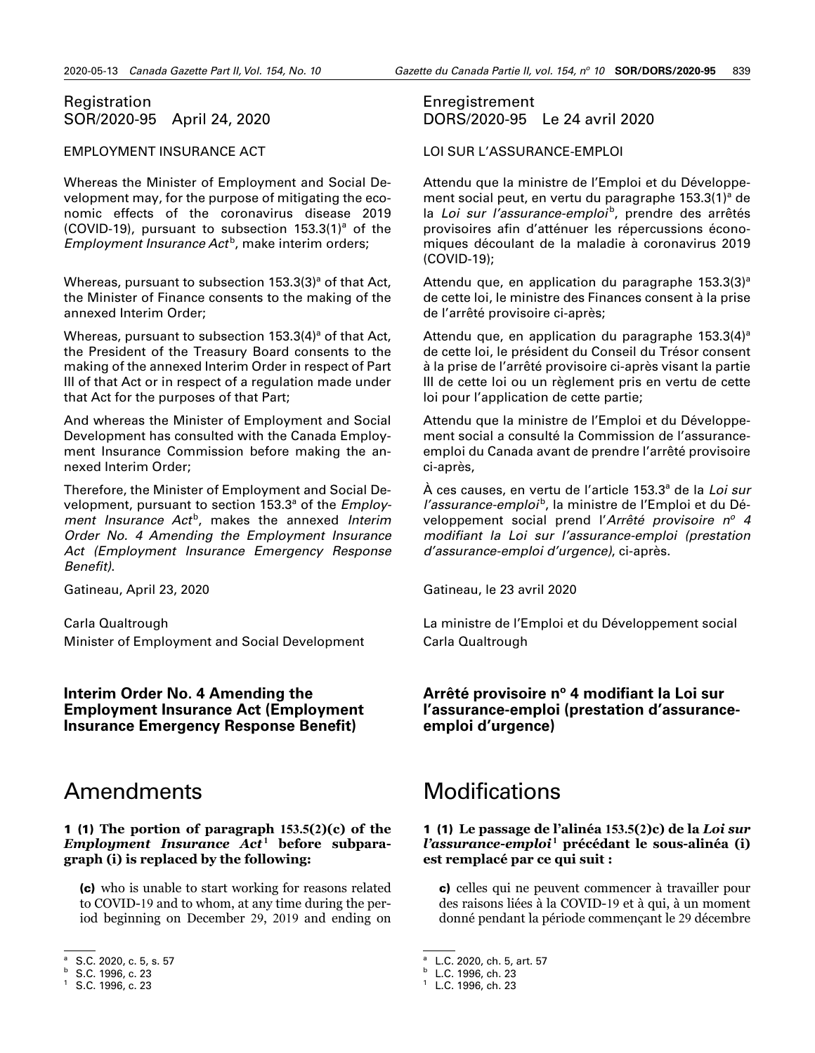Registration
SOR/2020-95 April 24, 2020

EMPLOYMENT INSURANCE ACT

Whereas the Minister of Employment and Social Development may, for the purpose of mitigating the economic effects of the coronavirus disease 2019 (COVID-19), pursuant to subsection 153.3(1)[a] of the *Employment Insurance Act*[b], make interim orders;

Whereas, pursuant to subsection 153.3(3)[a] of that Act, the Minister of Finance consents to the making of the annexed Interim Order;

Whereas, pursuant to subsection 153.3(4)[a] of that Act, the President of the Treasury Board consents to the making of the annexed Interim Order in respect of Part III of that Act or in respect of a regulation made under that Act for the purposes of that Part;

And whereas the Minister of Employment and Social Development has consulted with the Canada Employment Insurance Commission before making the annexed Interim Order;

Therefore, the Minister of Employment and Social Development, pursuant to section 153.3[a] of the *Employment Insurance Act*[b], makes the annexed *Interim Order No. 4 Amending the Employment Insurance Act (Employment Insurance Emergency Response Benefit)*.

Gatineau, April 23, 2020

Carla Qualtrough
Minister of Employment and Social Development

## Interim Order No. 4 Amending the Employment Insurance Act (Employment Insurance Emergency Response Benefit)

# Amendments

**1 (1) The portion of paragraph 153.5(2)(c) of the *Employment Insurance Act*[1] before subparagraph (i) is replaced by the following:**

**(c)** who is unable to start working for reasons related to COVID-19 and to whom, at any time during the period beginning on December 29, 2019 and ending on

[a] S.C. 2020, c. 5, s. 57
[b] S.C. 1996, c. 23
[1] S.C. 1996, c. 23

Enregistrement
DORS/2020-95 Le 24 avril 2020

LOI SUR L'ASSURANCE-EMPLOI

Attendu que la ministre de l'Emploi et du Développement social peut, en vertu du paragraphe 153.3(1)[a] de la *Loi sur l'assurance-emploi*[b], prendre des arrêtés provisoires afin d'atténuer les répercussions économiques découlant de la maladie à coronavirus 2019 (COVID-19);

Attendu que, en application du paragraphe 153.3(3)[a] de cette loi, le ministre des Finances consent à la prise de l'arrêté provisoire ci-après;

Attendu que, en application du paragraphe 153.3(4)[a] de cette loi, le président du Conseil du Trésor consent à la prise de l'arrêté provisoire ci-après visant la partie III de cette loi ou un règlement pris en vertu de cette loi pour l'application de cette partie;

Attendu que la ministre de l'Emploi et du Développement social a consulté la Commission de l'assurance-emploi du Canada avant de prendre l'arrêté provisoire ci-après,

À ces causes, en vertu de l'article 153.3[a] de la *Loi sur l'assurance-emploi*[b], la ministre de l'Emploi et du Développement social prend l'*Arrêté provisoire n<sup>o</sup> 4 modifiant la Loi sur l'assurance-emploi (prestation d'assurance-emploi d'urgence)*, ci-après.

Gatineau, le 23 avril 2020

La ministre de l'Emploi et du Développement social
Carla Qualtrough

## Arrêté provisoire nº 4 modifiant la Loi sur l'assurance-emploi (prestation d'assurance-emploi d'urgence)

# Modifications

**1 (1) Le passage de l'alinéa 153.5(2)c) de la *Loi sur l'assurance-emploi*[1] précédant le sous-alinéa (i) est remplacé par ce qui suit :**

**c)** celles qui ne peuvent commencer à travailler pour des raisons liées à la COVID-19 et à qui, à un moment donné pendant la période commençant le 29 décembre

[a] L.C. 2020, ch. 5, art. 57
[b] L.C. 1996, ch. 23
[1] L.C. 1996, ch. 23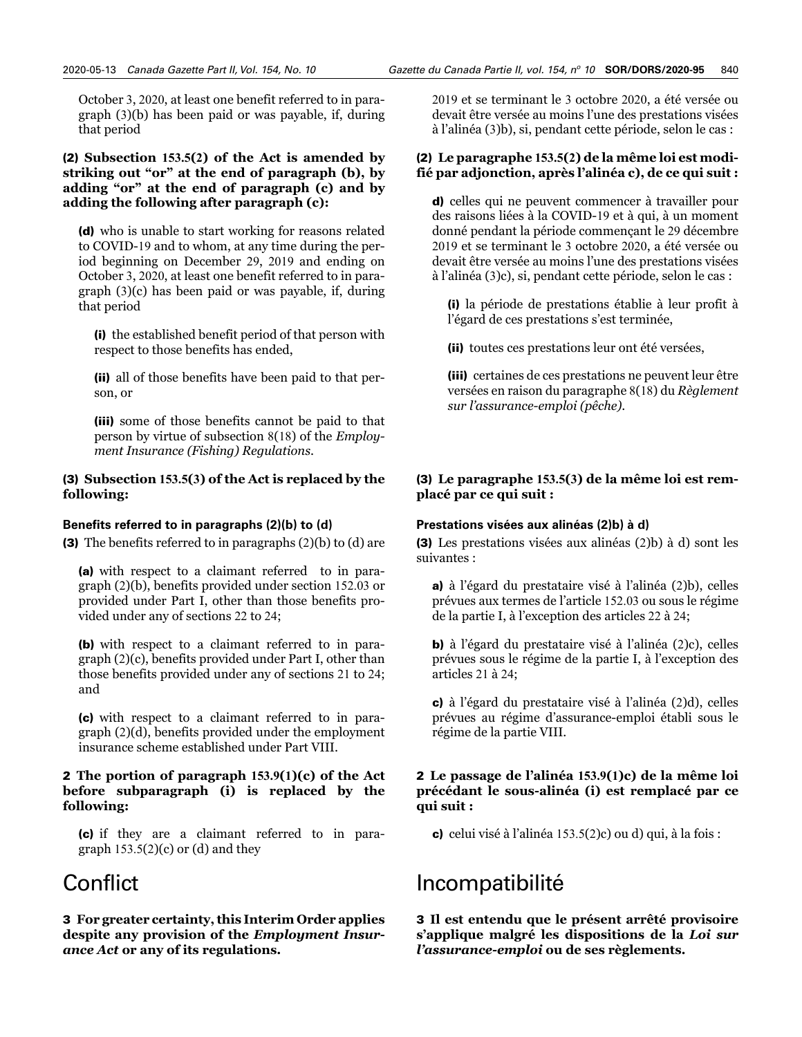October 3, 2020, at least one benefit referred to in paragraph (3)(b) has been paid or was payable, if, during that period

**(2) Subsection 153.5(2) of the Act is amended by striking out "or" at the end of paragraph (b), by adding "or" at the end of paragraph (c) and by adding the following after paragraph (c):**

**(d)** who is unable to start working for reasons related to COVID-19 and to whom, at any time during the period beginning on December 29, 2019 and ending on October 3, 2020, at least one benefit referred to in paragraph (3)(c) has been paid or was payable, if, during that period

**(i)** the established benefit period of that person with respect to those benefits has ended,

**(ii)** all of those benefits have been paid to that person, or

**(iii)** some of those benefits cannot be paid to that person by virtue of subsection 8(18) of the *Employment Insurance (Fishing) Regulations*.

**(3) Subsection 153.5(3) of the Act is replaced by the following:**

**Benefits referred to in paragraphs (2)(b) to (d)**

**(3)** The benefits referred to in paragraphs (2)(b) to (d) are

**(a)** with respect to a claimant referred to in paragraph (2)(b), benefits provided under section 152.03 or provided under Part I, other than those benefits provided under any of sections 22 to 24;

**(b)** with respect to a claimant referred to in paragraph (2)(c), benefits provided under Part I, other than those benefits provided under any of sections 21 to 24; and

**(c)** with respect to a claimant referred to in paragraph (2)(d), benefits provided under the employment insurance scheme established under Part VIII.

**2 The portion of paragraph 153.9(1)(c) of the Act before subparagraph (i) is replaced by the following:**

**(c)** if they are a claimant referred to in paragraph 153.5(2)(c) or (d) and they

# Conflict

**3 For greater certainty, this Interim Order applies despite any provision of the *Employment Insurance Act* or any of its regulations.**

2019 et se terminant le 3 octobre 2020, a été versée ou devait être versée au moins l'une des prestations visées à l'alinéa (3)b), si, pendant cette période, selon le cas :

**(2) Le paragraphe 153.5(2) de la même loi est modifié par adjonction, après l'alinéa c), de ce qui suit :**

**d)** celles qui ne peuvent commencer à travailler pour des raisons liées à la COVID-19 et à qui, à un moment donné pendant la période commençant le 29 décembre 2019 et se terminant le 3 octobre 2020, a été versée ou devait être versée au moins l'une des prestations visées à l'alinéa (3)c), si, pendant cette période, selon le cas :

**(i)** la période de prestations établie à leur profit à l'égard de ces prestations s'est terminée,

**(ii)** toutes ces prestations leur ont été versées,

**(iii)** certaines de ces prestations ne peuvent leur être versées en raison du paragraphe 8(18) du *Règlement sur l'assurance-emploi (pêche)*.

**(3) Le paragraphe 153.5(3) de la même loi est remplacé par ce qui suit :**

**Prestations visées aux alinéas (2)b) à d)**

**(3)** Les prestations visées aux alinéas (2)b) à d) sont les suivantes :

**a)** à l'égard du prestataire visé à l'alinéa (2)b), celles prévues aux termes de l'article 152.03 ou sous le régime de la partie I, à l'exception des articles 22 à 24;

**b)** à l'égard du prestataire visé à l'alinéa (2)c), celles prévues sous le régime de la partie I, à l'exception des articles 21 à 24;

**c)** à l'égard du prestataire visé à l'alinéa (2)d), celles prévues au régime d'assurance-emploi établi sous le régime de la partie VIII.

**2 Le passage de l'alinéa 153.9(1)c) de la même loi précédant le sous-alinéa (i) est remplacé par ce qui suit :**

**c)** celui visé à l'alinéa 153.5(2)c) ou d) qui, à la fois :

# Incompatibilité

**3 Il est entendu que le présent arrêté provisoire s'applique malgré les dispositions de la *Loi sur l'assurance-emploi* ou de ses règlements.**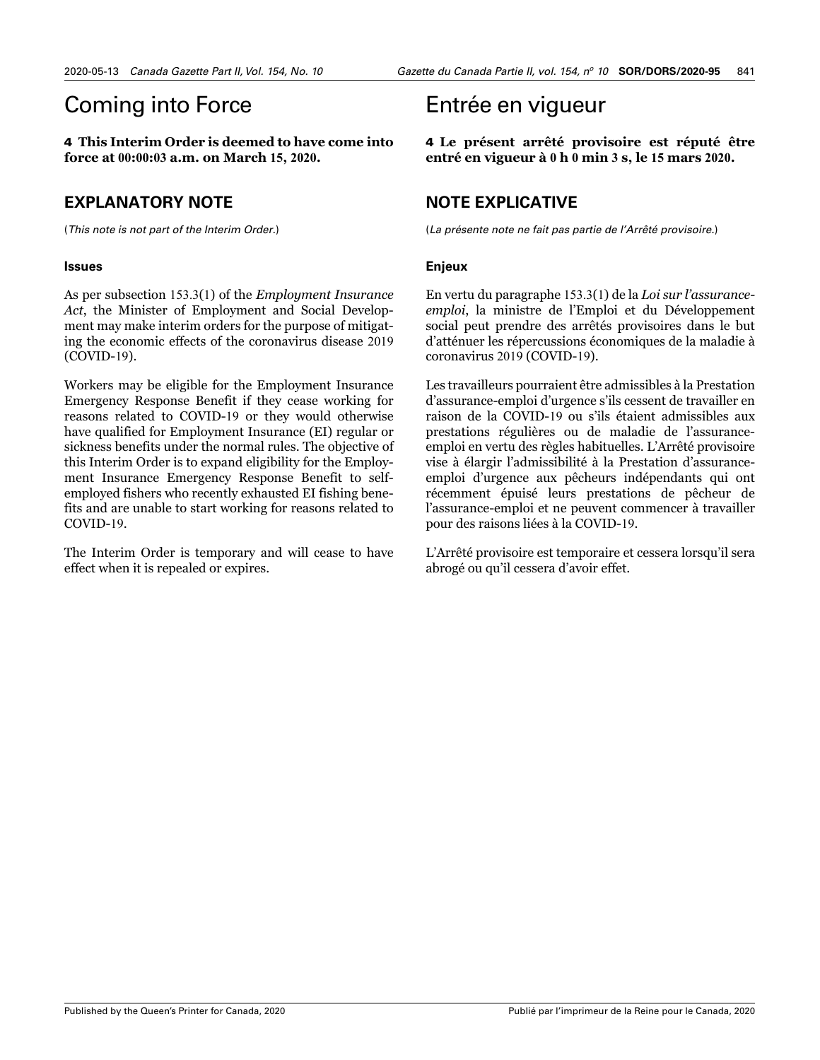# Coming into Force

**4 This Interim Order is deemed to have come into force at 00:00:03 a.m. on March 15, 2020.**

## EXPLANATORY NOTE

(*This note is not part of the Interim Order.*)

### Issues

As per subsection 153.3(1) of the *Employment Insurance Act*, the Minister of Employment and Social Development may make interim orders for the purpose of mitigating the economic effects of the coronavirus disease 2019 (COVID-19).

Workers may be eligible for the Employment Insurance Emergency Response Benefit if they cease working for reasons related to COVID-19 or they would otherwise have qualified for Employment Insurance (EI) regular or sickness benefits under the normal rules. The objective of this Interim Order is to expand eligibility for the Employment Insurance Emergency Response Benefit to self-employed fishers who recently exhausted EI fishing benefits and are unable to start working for reasons related to COVID-19.

The Interim Order is temporary and will cease to have effect when it is repealed or expires.

# Entrée en vigueur

**4 Le présent arrêté provisoire est réputé être entré en vigueur à 0 h 0 min 3 s, le 15 mars 2020.**

## NOTE EXPLICATIVE

(*La présente note ne fait pas partie de l'Arrêté provisoire.*)

### Enjeux

En vertu du paragraphe 153.3(1) de la *Loi sur l'assurance-emploi*, la ministre de l'Emploi et du Développement social peut prendre des arrêtés provisoires dans le but d'atténuer les répercussions économiques de la maladie à coronavirus 2019 (COVID-19).

Les travailleurs pourraient être admissibles à la Prestation d'assurance-emploi d'urgence s'ils cessent de travailler en raison de la COVID-19 ou s'ils étaient admissibles aux prestations régulières ou de maladie de l'assurance-emploi en vertu des règles habituelles. L'Arrêté provisoire vise à élargir l'admissibilité à la Prestation d'assurance-emploi d'urgence aux pêcheurs indépendants qui ont récemment épuisé leurs prestations de pêcheur de l'assurance-emploi et ne peuvent commencer à travailler pour des raisons liées à la COVID-19.

L'Arrêté provisoire est temporaire et cessera lorsqu'il sera abrogé ou qu'il cessera d'avoir effet.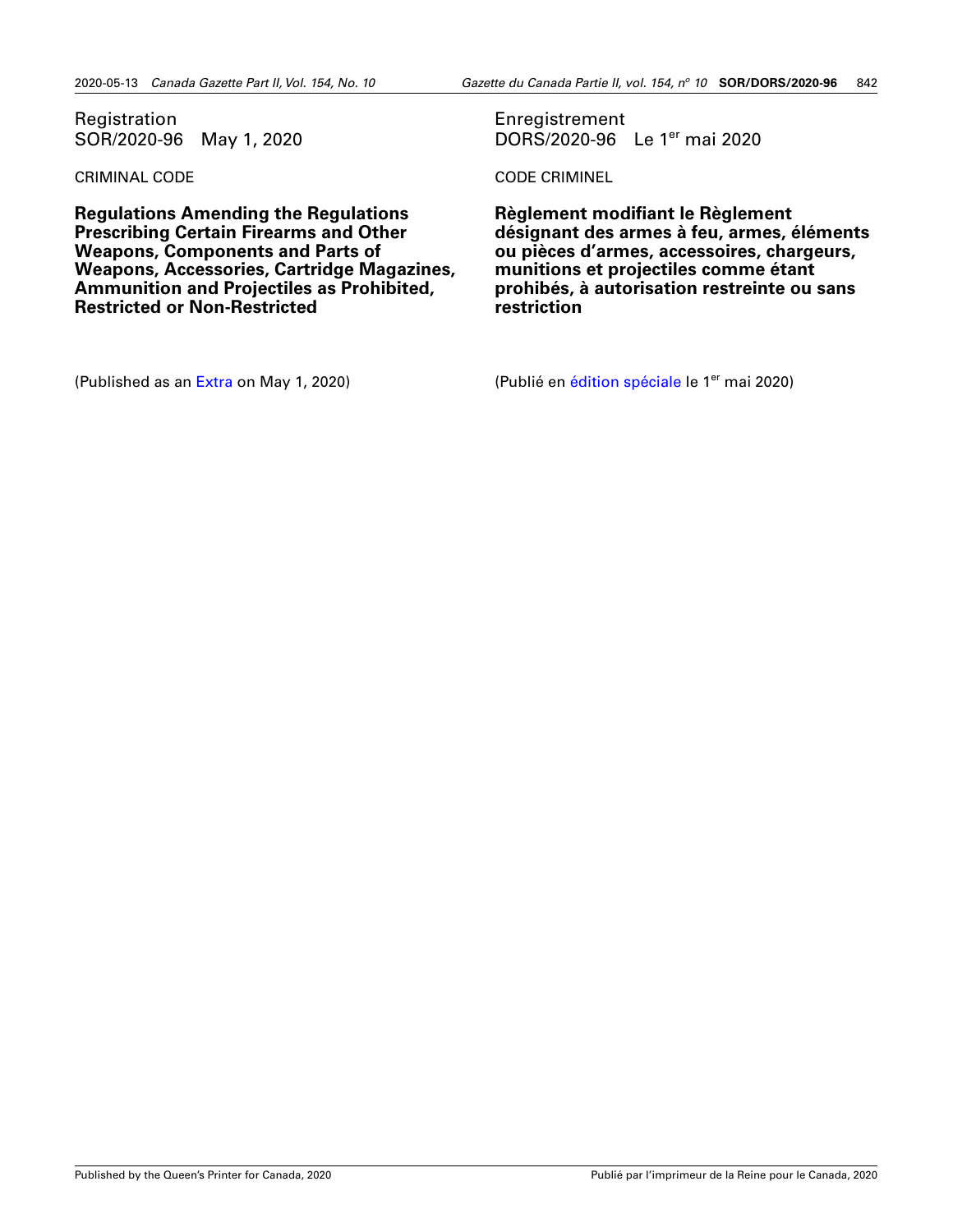Registration
SOR/2020-96 May 1, 2020

CRIMINAL CODE

**Regulations Amending the Regulations Prescribing Certain Firearms and Other Weapons, Components and Parts of Weapons, Accessories, Cartridge Magazines, Ammunition and Projectiles as Prohibited, Restricted or Non-Restricted**

(Published as an Extra on May 1, 2020)

Enregistrement
DORS/2020-96 Le 1er mai 2020

CODE CRIMINEL

**Règlement modifiant le Règlement désignant des armes à feu, armes, éléments ou pièces d'armes, accessoires, chargeurs, munitions et projectiles comme étant prohibés, à autorisation restreinte ou sans restriction**

(Publié en édition spéciale le 1er mai 2020)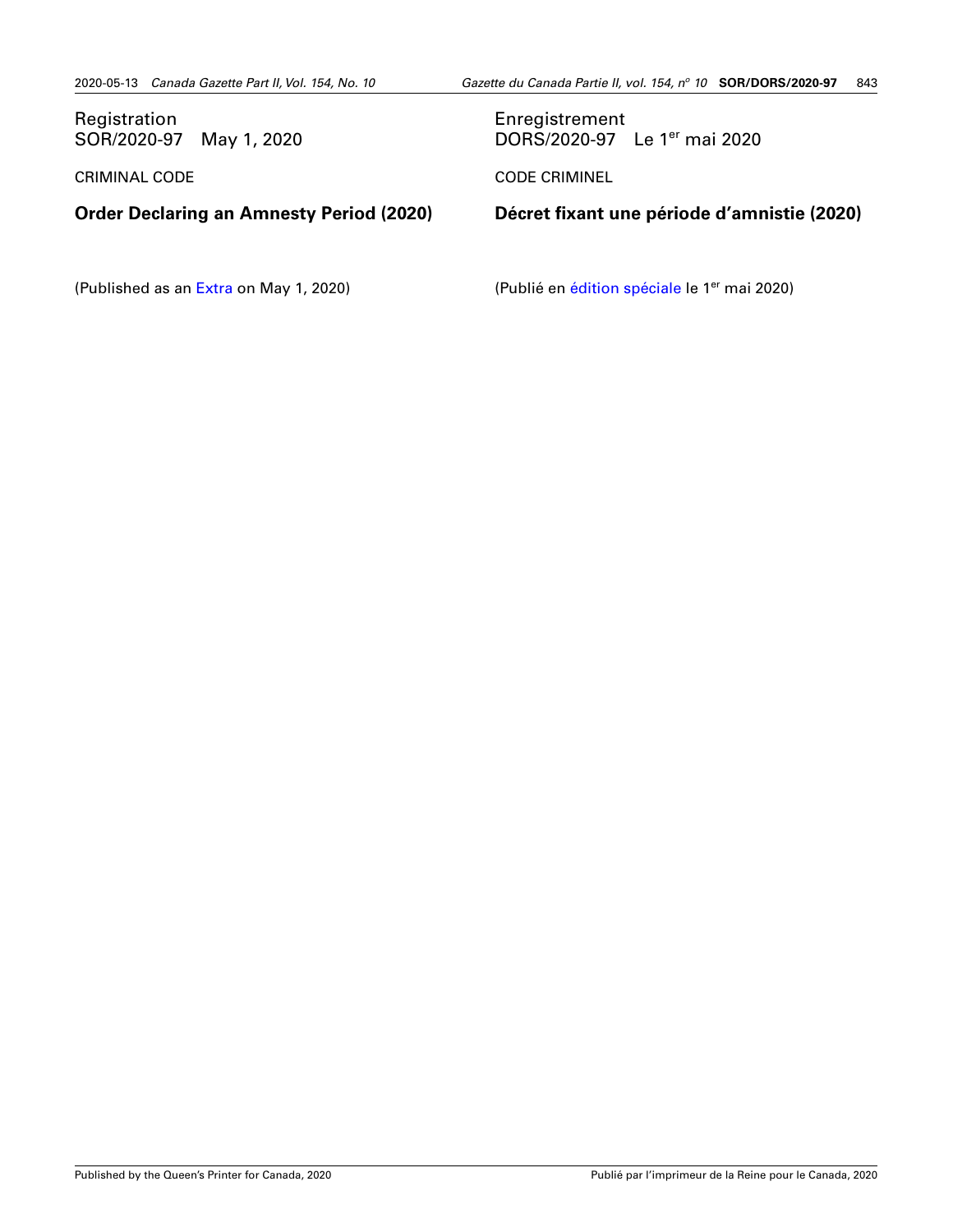Registration
SOR/2020-97 May 1, 2020

CRIMINAL CODE

## Order Declaring an Amnesty Period (2020)

(Published as an Extra on May 1, 2020)

Enregistrement
DORS/2020-97 Le 1er mai 2020

CODE CRIMINEL

## Décret fixant une période d'amnistie (2020)

(Publié en édition spéciale le 1er mai 2020)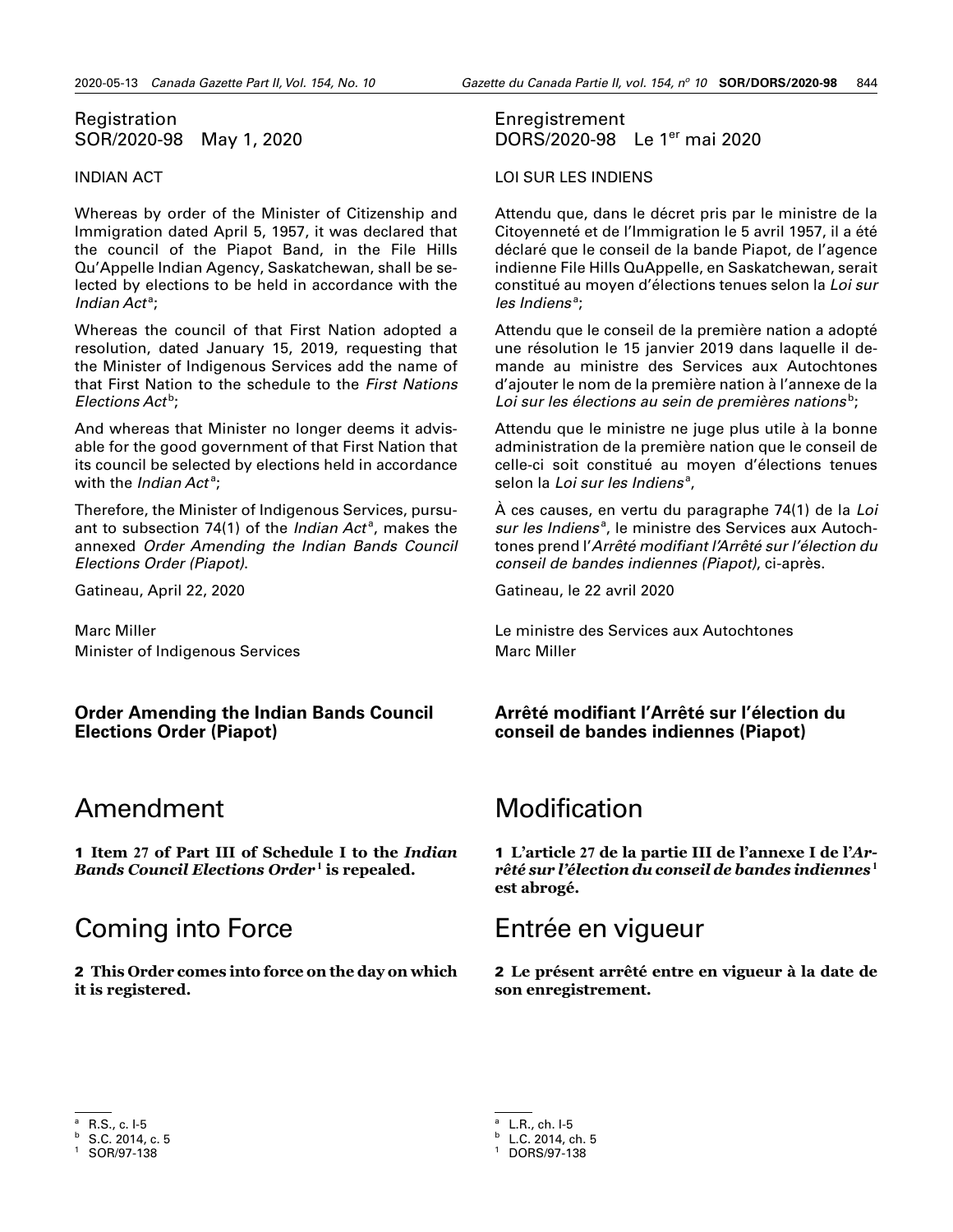Registration
SOR/2020-98 May 1, 2020

INDIAN ACT

Whereas by order of the Minister of Citizenship and Immigration dated April 5, 1957, it was declared that the council of the Piapot Band, in the File Hills Qu'Appelle Indian Agency, Saskatchewan, shall be selected by elections to be held in accordance with the *Indian Act*[a];

Whereas the council of that First Nation adopted a resolution, dated January 15, 2019, requesting that the Minister of Indigenous Services add the name of that First Nation to the schedule to the *First Nations Elections Act*[b];

And whereas that Minister no longer deems it advisable for the good government of that First Nation that its council be selected by elections held in accordance with the *Indian Act*[a];

Therefore, the Minister of Indigenous Services, pursuant to subsection 74(1) of the *Indian Act*[a], makes the annexed *Order Amending the Indian Bands Council Elections Order (Piapot)*.

Gatineau, April 22, 2020

Marc Miller
Minister of Indigenous Services

**Order Amending the Indian Bands Council Elections Order (Piapot)**

# Amendment

**1 Item 27 of Part III of Schedule I to the *Indian Bands Council Elections Order*[1] is repealed.**

# Coming into Force

**2 This Order comes into force on the day on which it is registered.**

[a] R.S., c. I-5
[b] S.C. 2014, c. 5
[1] SOR/97-138

Enregistrement
DORS/2020-98 Le 1er mai 2020

LOI SUR LES INDIENS

Attendu que, dans le décret pris par le ministre de la Citoyenneté et de l'Immigration le 5 avril 1957, il a été déclaré que le conseil de la bande Piapot, de l'agence indienne File Hills QuAppelle, en Saskatchewan, serait constitué au moyen d'élections tenues selon la *Loi sur les Indiens*[a];

Attendu que le conseil de la première nation a adopté une résolution le 15 janvier 2019 dans laquelle il demande au ministre des Services aux Autochtones d'ajouter le nom de la première nation à l'annexe de la *Loi sur les élections au sein de premières nations*[b];

Attendu que le ministre ne juge plus utile à la bonne administration de la première nation que le conseil de celle-ci soit constitué au moyen d'élections tenues selon la *Loi sur les Indiens*[a],

À ces causes, en vertu du paragraphe 74(1) de la *Loi sur les Indiens*[a], le ministre des Services aux Autochtones prend l'*Arrêté modifiant l'Arrêté sur l'élection du conseil de bandes indiennes (Piapot)*, ci-après.

Gatineau, le 22 avril 2020

Le ministre des Services aux Autochtones
Marc Miller

**Arrêté modifiant l'Arrêté sur l'élection du conseil de bandes indiennes (Piapot)**

# Modification

**1 L'article 27 de la partie III de l'annexe I de l'*Arrêté sur l'élection du conseil de bandes indiennes*[1] est abrogé.**

# Entrée en vigueur

**2 Le présent arrêté entre en vigueur à la date de son enregistrement.**

[a] L.R., ch. I-5
[b] L.C. 2014, ch. 5
[1] DORS/97-138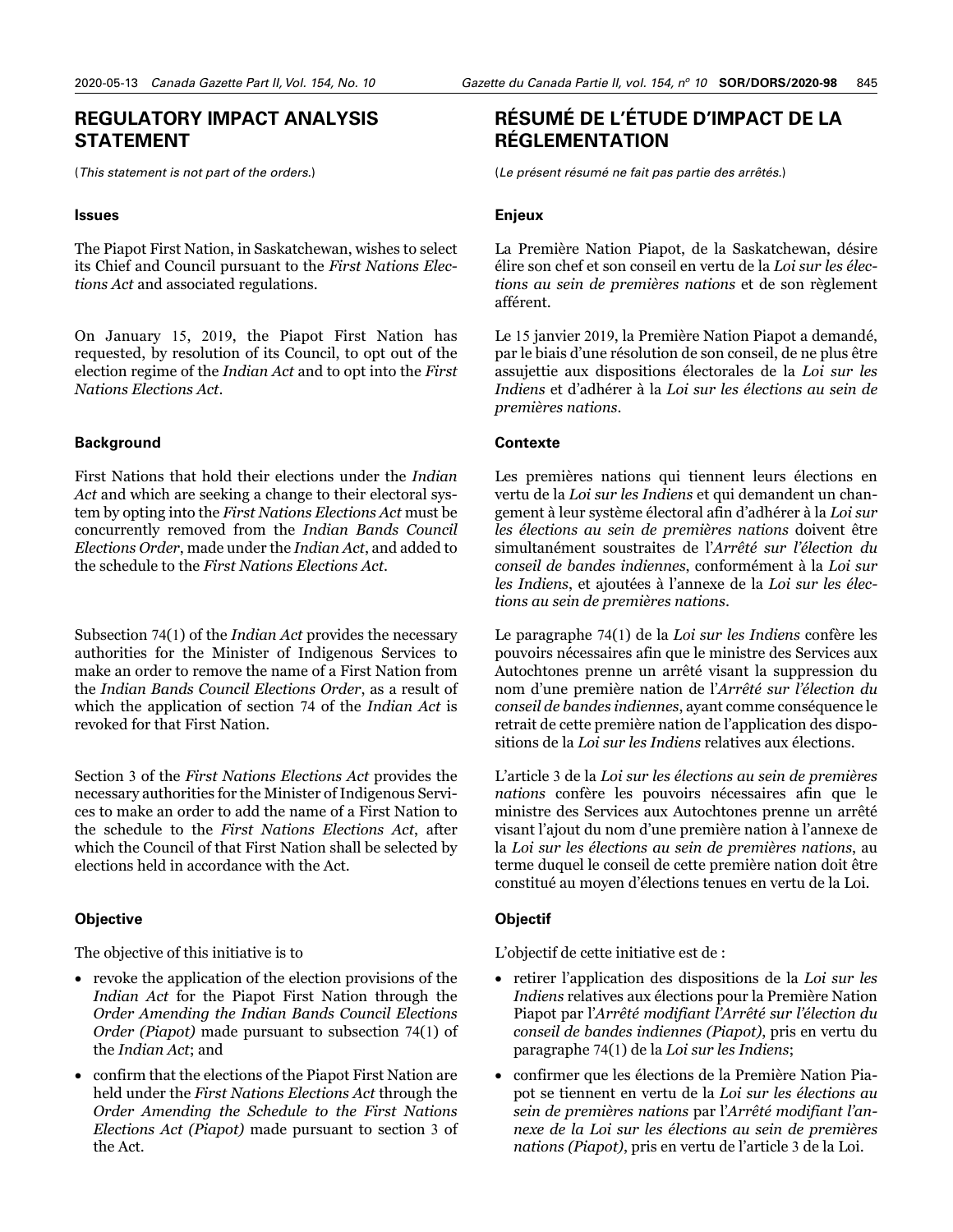## REGULATORY IMPACT ANALYSIS STATEMENT

(*This statement is not part of the orders.*)

### Issues

The Piapot First Nation, in Saskatchewan, wishes to select its Chief and Council pursuant to the *First Nations Elections Act* and associated regulations.

On January 15, 2019, the Piapot First Nation has requested, by resolution of its Council, to opt out of the election regime of the *Indian Act* and to opt into the *First Nations Elections Act*.

### Background

First Nations that hold their elections under the *Indian Act* and which are seeking a change to their electoral system by opting into the *First Nations Elections Act* must be concurrently removed from the *Indian Bands Council Elections Order*, made under the *Indian Act*, and added to the schedule to the *First Nations Elections Act*.

Subsection 74(1) of the *Indian Act* provides the necessary authorities for the Minister of Indigenous Services to make an order to remove the name of a First Nation from the *Indian Bands Council Elections Order*, as a result of which the application of section 74 of the *Indian Act* is revoked for that First Nation.

Section 3 of the *First Nations Elections Act* provides the necessary authorities for the Minister of Indigenous Services to make an order to add the name of a First Nation to the schedule to the *First Nations Elections Act*, after which the Council of that First Nation shall be selected by elections held in accordance with the Act.

### Objective

The objective of this initiative is to

- revoke the application of the election provisions of the *Indian Act* for the Piapot First Nation through the *Order Amending the Indian Bands Council Elections Order (Piapot)* made pursuant to subsection 74(1) of the *Indian Act*; and
- confirm that the elections of the Piapot First Nation are held under the *First Nations Elections Act* through the *Order Amending the Schedule to the First Nations Elections Act (Piapot)* made pursuant to section 3 of the Act.

## RÉSUMÉ DE L'ÉTUDE D'IMPACT DE LA RÉGLEMENTATION

(*Le présent résumé ne fait pas partie des arrêtés.*)

### Enjeux

La Première Nation Piapot, de la Saskatchewan, désire élire son chef et son conseil en vertu de la *Loi sur les élections au sein de premières nations* et de son règlement afférent.

Le 15 janvier 2019, la Première Nation Piapot a demandé, par le biais d'une résolution de son conseil, de ne plus être assujettie aux dispositions électorales de la *Loi sur les Indiens* et d'adhérer à la *Loi sur les élections au sein de premières nations*.

### Contexte

Les premières nations qui tiennent leurs élections en vertu de la *Loi sur les Indiens* et qui demandent un changement à leur système électoral afin d'adhérer à la *Loi sur les élections au sein de premières nations* doivent être simultanément soustraites de l'*Arrêté sur l'élection du conseil de bandes indiennes*, conformément à la *Loi sur les Indiens*, et ajoutées à l'annexe de la *Loi sur les élections au sein de premières nations*.

Le paragraphe 74(1) de la *Loi sur les Indiens* confère les pouvoirs nécessaires afin que le ministre des Services aux Autochtones prenne un arrêté visant la suppression du nom d'une première nation de l'*Arrêté sur l'élection du conseil de bandes indiennes*, ayant comme conséquence le retrait de cette première nation de l'application des dispositions de la *Loi sur les Indiens* relatives aux élections.

L'article 3 de la *Loi sur les élections au sein de premières nations* confère les pouvoirs nécessaires afin que le ministre des Services aux Autochtones prenne un arrêté visant l'ajout du nom d'une première nation à l'annexe de la *Loi sur les élections au sein de premières nations*, au terme duquel le conseil de cette première nation doit être constitué au moyen d'élections tenues en vertu de la Loi.

### Objectif

L'objectif de cette initiative est de :

- retirer l'application des dispositions de la *Loi sur les Indiens* relatives aux élections pour la Première Nation Piapot par l'*Arrêté modifiant l'Arrêté sur l'élection du conseil de bandes indiennes (Piapot)*, pris en vertu du paragraphe 74(1) de la *Loi sur les Indiens*;
- confirmer que les élections de la Première Nation Piapot se tiennent en vertu de la *Loi sur les élections au sein de premières nations* par l'*Arrêté modifiant l'annexe de la Loi sur les élections au sein de premières nations (Piapot)*, pris en vertu de l'article 3 de la Loi.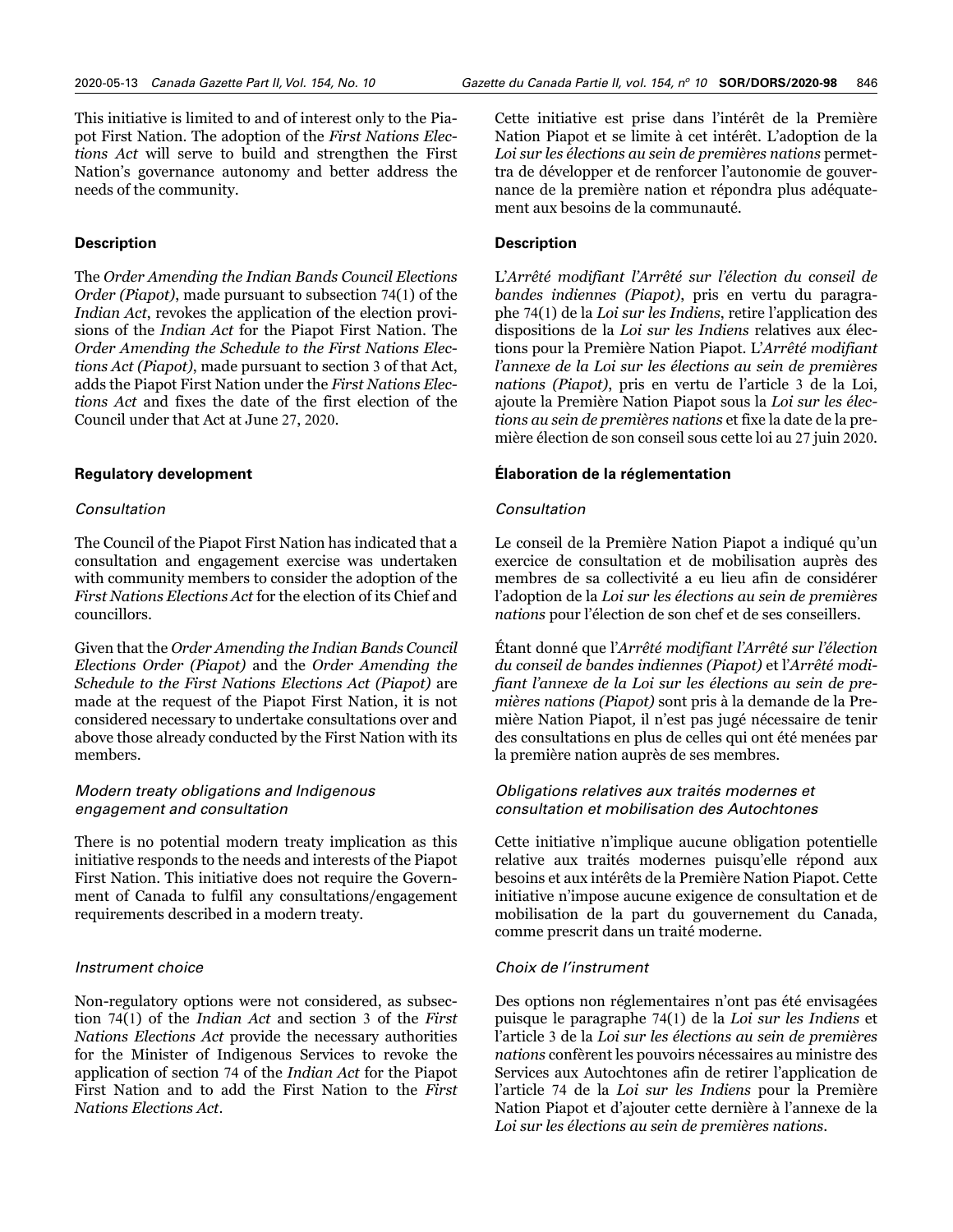This initiative is limited to and of interest only to the Piapot First Nation. The adoption of the *First Nations Elections Act* will serve to build and strengthen the First Nation's governance autonomy and better address the needs of the community.

### Description

The *Order Amending the Indian Bands Council Elections Order (Piapot)*, made pursuant to subsection 74(1) of the *Indian Act*, revokes the application of the election provisions of the *Indian Act* for the Piapot First Nation. The *Order Amending the Schedule to the First Nations Elections Act (Piapot)*, made pursuant to section 3 of that Act, adds the Piapot First Nation under the *First Nations Elections Act* and fixes the date of the first election of the Council under that Act at June 27, 2020.

### Regulatory development

#### *Consultation*

The Council of the Piapot First Nation has indicated that a consultation and engagement exercise was undertaken with community members to consider the adoption of the *First Nations Elections Act* for the election of its Chief and councillors.

Given that the *Order Amending the Indian Bands Council Elections Order (Piapot)* and the *Order Amending the Schedule to the First Nations Elections Act (Piapot)* are made at the request of the Piapot First Nation, it is not considered necessary to undertake consultations over and above those already conducted by the First Nation with its members.

#### *Modern treaty obligations and Indigenous engagement and consultation*

There is no potential modern treaty implication as this initiative responds to the needs and interests of the Piapot First Nation. This initiative does not require the Government of Canada to fulfil any consultations/engagement requirements described in a modern treaty.

#### *Instrument choice*

Non-regulatory options were not considered, as subsection 74(1) of the *Indian Act* and section 3 of the *First Nations Elections Act* provide the necessary authorities for the Minister of Indigenous Services to revoke the application of section 74 of the *Indian Act* for the Piapot First Nation and to add the First Nation to the *First Nations Elections Act*.

Cette initiative est prise dans l'intérêt de la Première Nation Piapot et se limite à cet intérêt. L'adoption de la *Loi sur les élections au sein de premières nations* permettra de développer et de renforcer l'autonomie de gouvernance de la première nation et répondra plus adéquatement aux besoins de la communauté.

### Description

L'*Arrêté modifiant l'Arrêté sur l'élection du conseil de bandes indiennes (Piapot)*, pris en vertu du paragraphe 74(1) de la *Loi sur les Indiens*, retire l'application des dispositions de la *Loi sur les Indiens* relatives aux élections pour la Première Nation Piapot. L'*Arrêté modifiant l'annexe de la Loi sur les élections au sein de premières nations (Piapot)*, pris en vertu de l'article 3 de la Loi, ajoute la Première Nation Piapot sous la *Loi sur les élections au sein de premières nations* et fixe la date de la première élection de son conseil sous cette loi au 27 juin 2020.

### Élaboration de la réglementation

#### *Consultation*

Le conseil de la Première Nation Piapot a indiqué qu'un exercice de consultation et de mobilisation auprès des membres de sa collectivité a eu lieu afin de considérer l'adoption de la *Loi sur les élections au sein de premières nations* pour l'élection de son chef et de ses conseillers.

Étant donné que l'*Arrêté modifiant l'Arrêté sur l'élection du conseil de bandes indiennes (Piapot)* et l'*Arrêté modifiant l'annexe de la Loi sur les élections au sein de premières nations (Piapot)* sont pris à la demande de la Première Nation Piapot, il n'est pas jugé nécessaire de tenir des consultations en plus de celles qui ont été menées par la première nation auprès de ses membres.

#### *Obligations relatives aux traités modernes et consultation et mobilisation des Autochtones*

Cette initiative n'implique aucune obligation potentielle relative aux traités modernes puisqu'elle répond aux besoins et aux intérêts de la Première Nation Piapot. Cette initiative n'impose aucune exigence de consultation et de mobilisation de la part du gouvernement du Canada, comme prescrit dans un traité moderne.

#### *Choix de l'instrument*

Des options non réglementaires n'ont pas été envisagées puisque le paragraphe 74(1) de la *Loi sur les Indiens* et l'article 3 de la *Loi sur les élections au sein de premières nations* confèrent les pouvoirs nécessaires au ministre des Services aux Autochtones afin de retirer l'application de l'article 74 de la *Loi sur les Indiens* pour la Première Nation Piapot et d'ajouter cette dernière à l'annexe de la *Loi sur les élections au sein de premières nations*.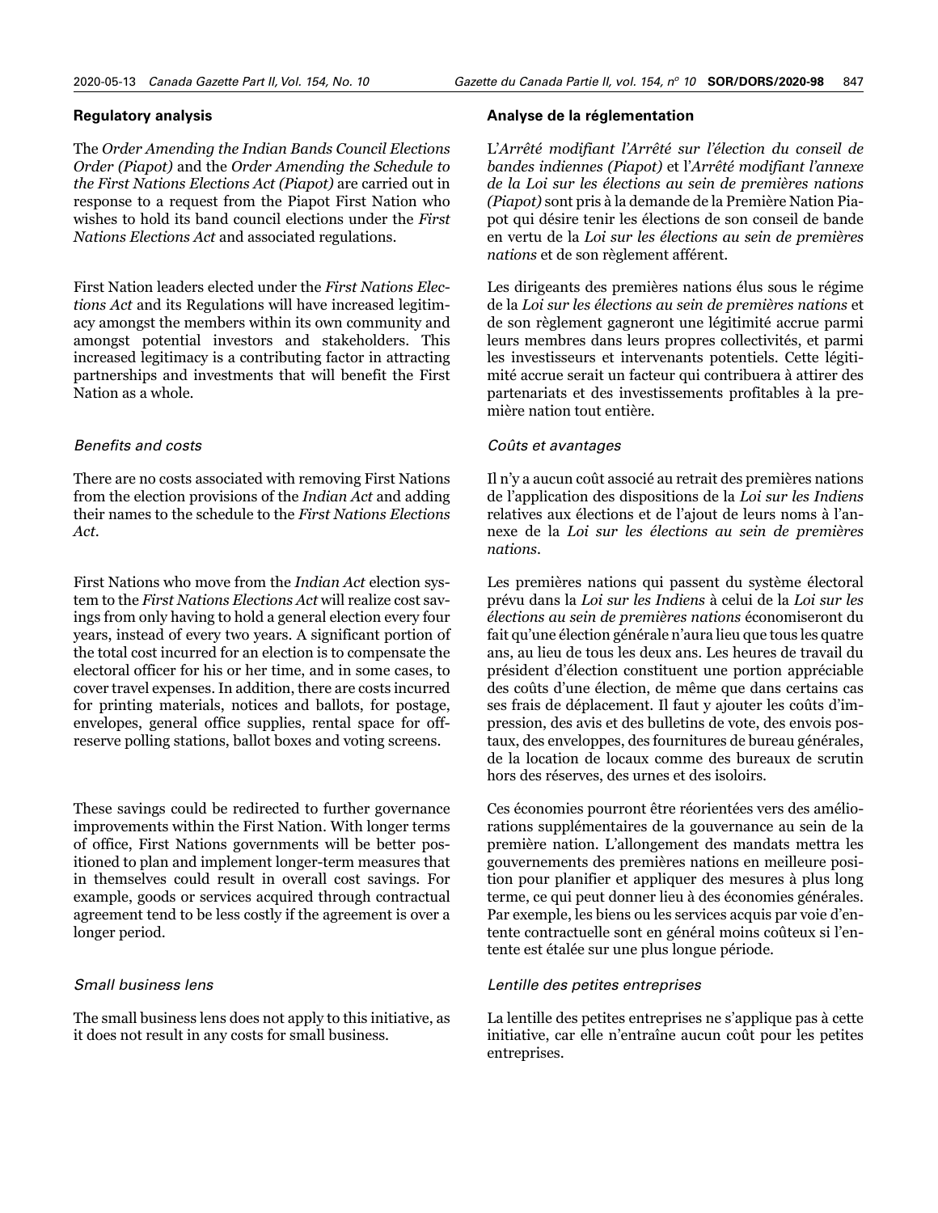## Regulatory analysis

The *Order Amending the Indian Bands Council Elections Order (Piapot)* and the *Order Amending the Schedule to the First Nations Elections Act (Piapot)* are carried out in response to a request from the Piapot First Nation who wishes to hold its band council elections under the *First Nations Elections Act* and associated regulations.

First Nation leaders elected under the *First Nations Elections Act* and its Regulations will have increased legitimacy amongst the members within its own community and amongst potential investors and stakeholders. This increased legitimacy is a contributing factor in attracting partnerships and investments that will benefit the First Nation as a whole.

### *Benefits and costs*

There are no costs associated with removing First Nations from the election provisions of the *Indian Act* and adding their names to the schedule to the *First Nations Elections Act*.

First Nations who move from the *Indian Act* election system to the *First Nations Elections Act* will realize cost savings from only having to hold a general election every four years, instead of every two years. A significant portion of the total cost incurred for an election is to compensate the electoral officer for his or her time, and in some cases, to cover travel expenses. In addition, there are costs incurred for printing materials, notices and ballots, for postage, envelopes, general office supplies, rental space for off-reserve polling stations, ballot boxes and voting screens.

These savings could be redirected to further governance improvements within the First Nation. With longer terms of office, First Nations governments will be better positioned to plan and implement longer-term measures that in themselves could result in overall cost savings. For example, goods or services acquired through contractual agreement tend to be less costly if the agreement is over a longer period.

### *Small business lens*

The small business lens does not apply to this initiative, as it does not result in any costs for small business.

## Analyse de la réglementation

L'*Arrêté modifiant l'Arrêté sur l'élection du conseil de bandes indiennes (Piapot)* et l'*Arrêté modifiant l'annexe de la Loi sur les élections au sein de premières nations (Piapot)* sont pris à la demande de la Première Nation Piapot qui désire tenir les élections de son conseil de bande en vertu de la *Loi sur les élections au sein de premières nations* et de son règlement afférent.

Les dirigeants des premières nations élus sous le régime de la *Loi sur les élections au sein de premières nations* et de son règlement gagneront une légitimité accrue parmi leurs membres dans leurs propres collectivités, et parmi les investisseurs et intervenants potentiels. Cette légitimité accrue serait un facteur qui contribuera à attirer des partenariats et des investissements profitables à la première nation tout entière.

### *Coûts et avantages*

Il n'y a aucun coût associé au retrait des premières nations de l'application des dispositions de la *Loi sur les Indiens* relatives aux élections et de l'ajout de leurs noms à l'annexe de la *Loi sur les élections au sein de premières nations*.

Les premières nations qui passent du système électoral prévu dans la *Loi sur les Indiens* à celui de la *Loi sur les élections au sein de premières nations* économiseront du fait qu'une élection générale n'aura lieu que tous les quatre ans, au lieu de tous les deux ans. Les heures de travail du président d'élection constituent une portion appréciable des coûts d'une élection, de même que dans certains cas ses frais de déplacement. Il faut y ajouter les coûts d'impression, des avis et des bulletins de vote, des envois postaux, des enveloppes, des fournitures de bureau générales, de la location de locaux comme des bureaux de scrutin hors des réserves, des urnes et des isoloirs.

Ces économies pourront être réorientées vers des améliorations supplémentaires de la gouvernance au sein de la première nation. L'allongement des mandats mettra les gouvernements des premières nations en meilleure position pour planifier et appliquer des mesures à plus long terme, ce qui peut donner lieu à des économies générales. Par exemple, les biens ou les services acquis par voie d'entente contractuelle sont en général moins coûteux si l'entente est étalée sur une plus longue période.

### *Lentille des petites entreprises*

La lentille des petites entreprises ne s'applique pas à cette initiative, car elle n'entraîne aucun coût pour les petites entreprises.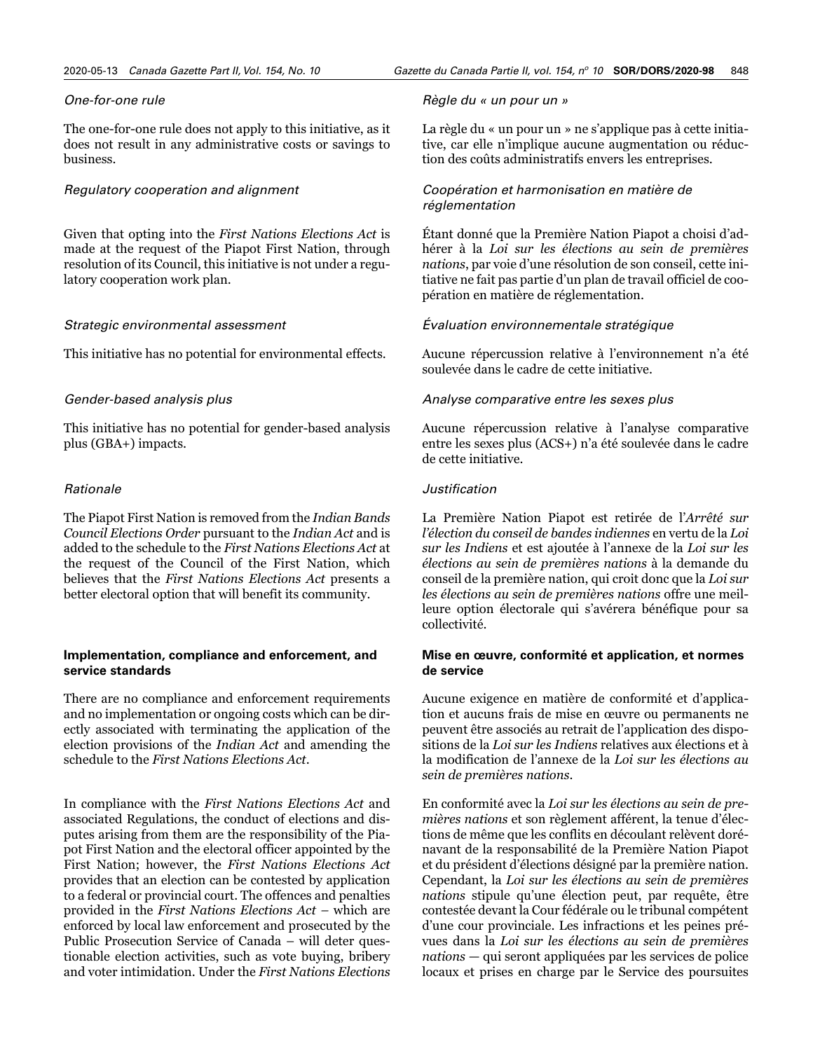*One-for-one rule*

The one-for-one rule does not apply to this initiative, as it does not result in any administrative costs or savings to business.

*Regulatory cooperation and alignment*

Given that opting into the *First Nations Elections Act* is made at the request of the Piapot First Nation, through resolution of its Council, this initiative is not under a regulatory cooperation work plan.

*Strategic environmental assessment*

This initiative has no potential for environmental effects.

*Gender-based analysis plus*

This initiative has no potential for gender-based analysis plus (GBA+) impacts.

*Rationale*

The Piapot First Nation is removed from the *Indian Bands Council Elections Order* pursuant to the *Indian Act* and is added to the schedule to the *First Nations Elections Act* at the request of the Council of the First Nation, which believes that the *First Nations Elections Act* presents a better electoral option that will benefit its community.

**Implementation, compliance and enforcement, and service standards**

There are no compliance and enforcement requirements and no implementation or ongoing costs which can be directly associated with terminating the application of the election provisions of the *Indian Act* and amending the schedule to the *First Nations Elections Act*.

In compliance with the *First Nations Elections Act* and associated Regulations, the conduct of elections and disputes arising from them are the responsibility of the Piapot First Nation and the electoral officer appointed by the First Nation; however, the *First Nations Elections Act* provides that an election can be contested by application to a federal or provincial court. The offences and penalties provided in the *First Nations Elections Act* – which are enforced by local law enforcement and prosecuted by the Public Prosecution Service of Canada – will deter questionable election activities, such as vote buying, bribery and voter intimidation. Under the *First Nations Elections*

*Règle du « un pour un »*

La règle du « un pour un » ne s'applique pas à cette initiative, car elle n'implique aucune augmentation ou réduction des coûts administratifs envers les entreprises.

*Coopération et harmonisation en matière de réglementation*

Étant donné que la Première Nation Piapot a choisi d'adhérer à la *Loi sur les élections au sein de premières nations*, par voie d'une résolution de son conseil, cette initiative ne fait pas partie d'un plan de travail officiel de coopération en matière de réglementation.

*Évaluation environnementale stratégique*

Aucune répercussion relative à l'environnement n'a été soulevée dans le cadre de cette initiative.

*Analyse comparative entre les sexes plus*

Aucune répercussion relative à l'analyse comparative entre les sexes plus (ACS+) n'a été soulevée dans le cadre de cette initiative.

*Justification*

La Première Nation Piapot est retirée de l'*Arrêté sur l'élection du conseil de bandes indiennes* en vertu de la *Loi sur les Indiens* et est ajoutée à l'annexe de la *Loi sur les élections au sein de premières nations* à la demande du conseil de la première nation, qui croit donc que la *Loi sur les élections au sein de premières nations* offre une meilleure option électorale qui s'avérera bénéfique pour sa collectivité.

**Mise en œuvre, conformité et application, et normes de service**

Aucune exigence en matière de conformité et d'application et aucuns frais de mise en œuvre ou permanents ne peuvent être associés au retrait de l'application des dispositions de la *Loi sur les Indiens* relatives aux élections et à la modification de l'annexe de la *Loi sur les élections au sein de premières nations*.

En conformité avec la *Loi sur les élections au sein de premières nations* et son règlement afférent, la tenue d'élections de même que les conflits en découlant relèvent dorénavant de la responsabilité de la Première Nation Piapot et du président d'élections désigné par la première nation. Cependant, la *Loi sur les élections au sein de premières nations* stipule qu'une élection peut, par requête, être contestée devant la Cour fédérale ou le tribunal compétent d'une cour provinciale. Les infractions et les peines prévues dans la *Loi sur les élections au sein de premières nations* — qui seront appliquées par les services de police locaux et prises en charge par le Service des poursuites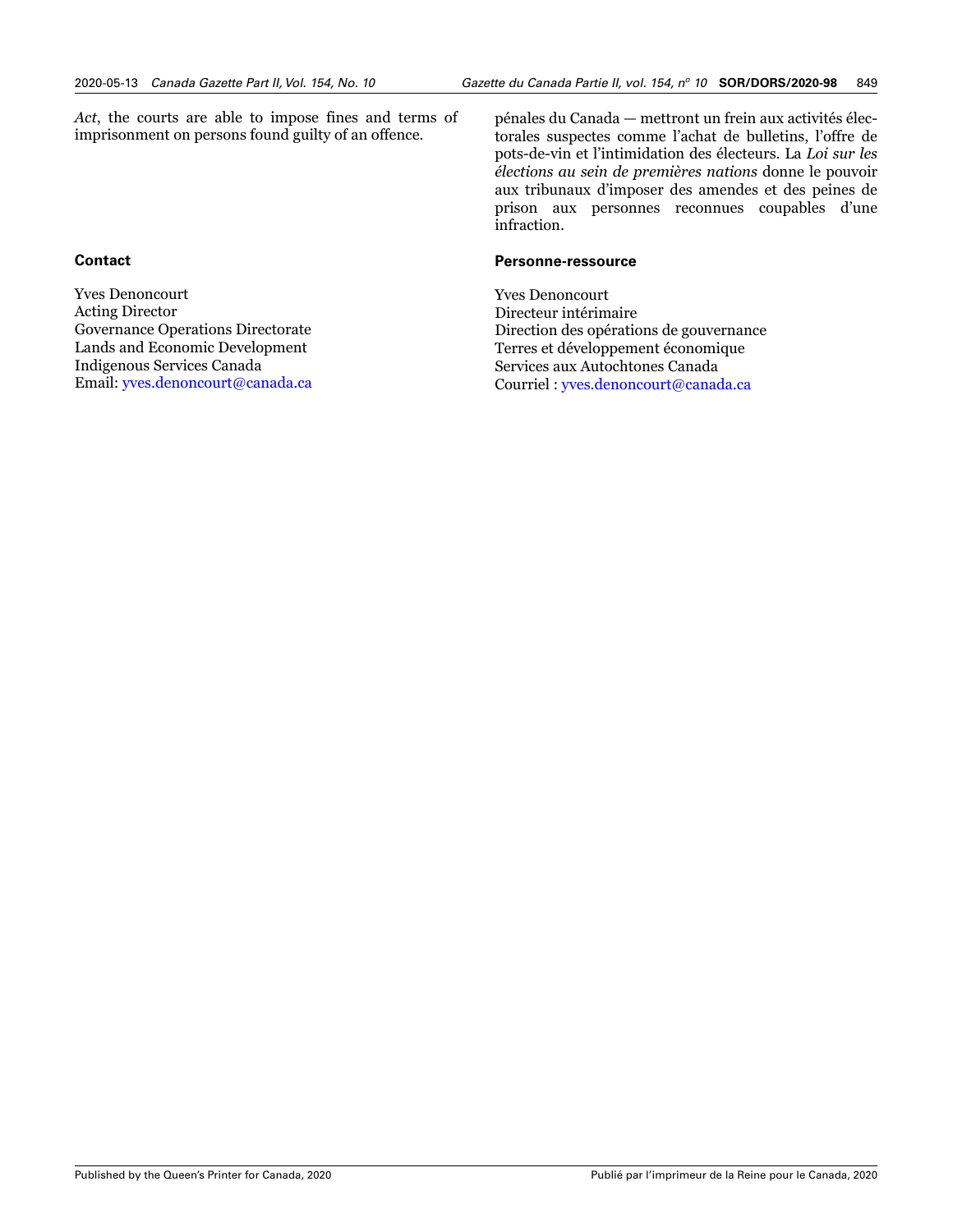*Act*, the courts are able to impose fines and terms of imprisonment on persons found guilty of an offence.

pénales du Canada — mettront un frein aux activités électorales suspectes comme l'achat de bulletins, l'offre de pots-de-vin et l'intimidation des électeurs. La *Loi sur les élections au sein de premières nations* donne le pouvoir aux tribunaux d'imposer des amendes et des peines de prison aux personnes reconnues coupables d'une infraction.

**Contact**

Yves Denoncourt
Acting Director
Governance Operations Directorate
Lands and Economic Development
Indigenous Services Canada
Email: yves.denoncourt@canada.ca

**Personne-ressource**

Yves Denoncourt
Directeur intérimaire
Direction des opérations de gouvernance
Terres et développement économique
Services aux Autochtones Canada
Courriel : yves.denoncourt@canada.ca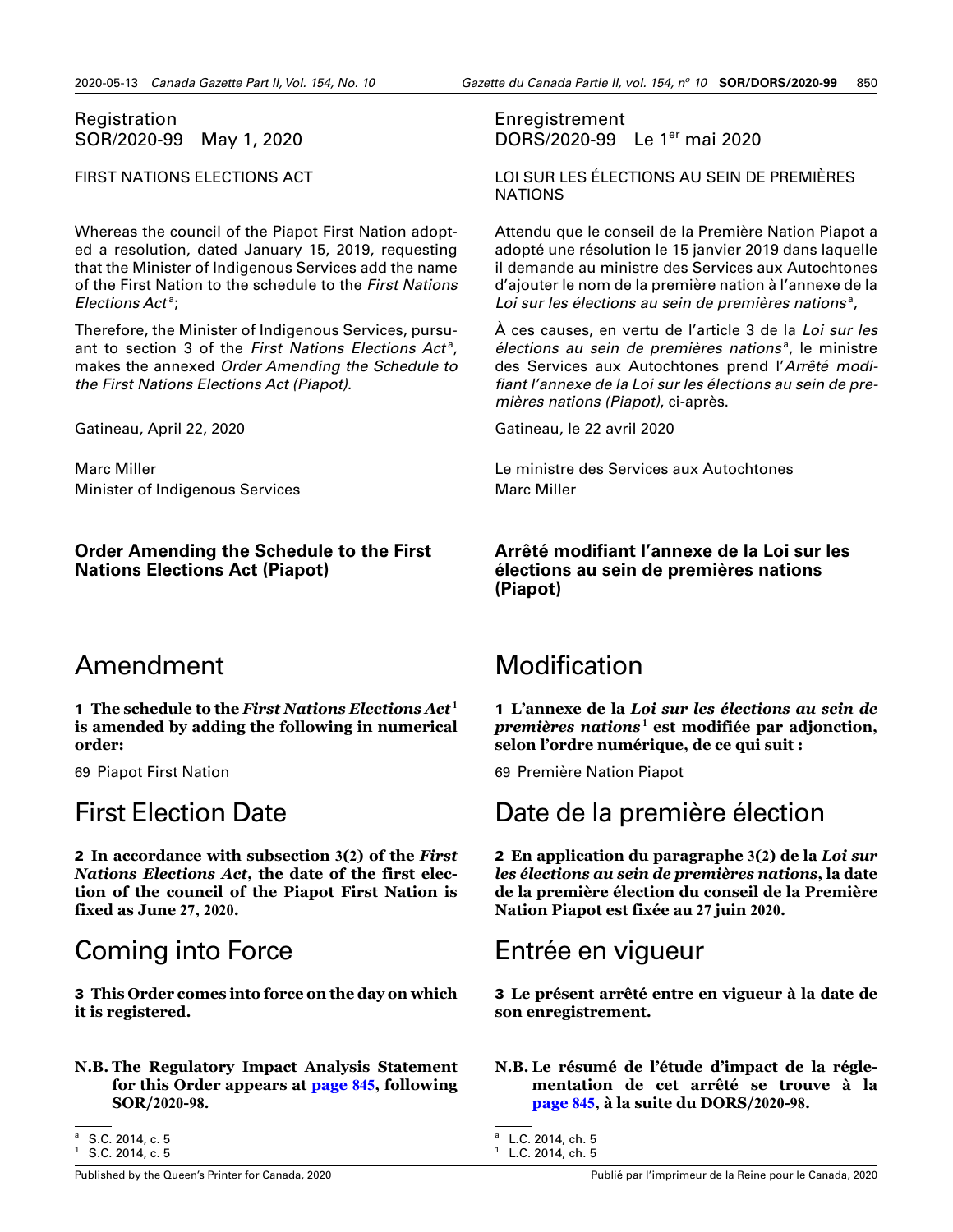Registration
SOR/2020-99 May 1, 2020

FIRST NATIONS ELECTIONS ACT

Whereas the council of the Piapot First Nation adopted a resolution, dated January 15, 2019, requesting that the Minister of Indigenous Services add the name of the First Nation to the schedule to the *First Nations Elections Act*[a];

Therefore, the Minister of Indigenous Services, pursuant to section 3 of the *First Nations Elections Act*[a], makes the annexed *Order Amending the Schedule to the First Nations Elections Act (Piapot)*.

Gatineau, April 22, 2020

Marc Miller
Minister of Indigenous Services

## Order Amending the Schedule to the First Nations Elections Act (Piapot)

# Amendment

**1 The schedule to the *First Nations Elections Act*[1] is amended by adding the following in numerical order:**

69 Piapot First Nation

# First Election Date

**2 In accordance with subsection 3(2) of the *First Nations Elections Act*, the date of the first election of the council of the Piapot First Nation is fixed as June 27, 2020.**

# Coming into Force

**3 This Order comes into force on the day on which it is registered.**

**N.B. The Regulatory Impact Analysis Statement for this Order appears at page 845, following SOR/2020-98.**

[a] S.C. 2014, c. 5
[1] S.C. 2014, c. 5

Enregistrement
DORS/2020-99 Le 1er mai 2020

LOI SUR LES ÉLECTIONS AU SEIN DE PREMIÈRES NATIONS

Attendu que le conseil de la Première Nation Piapot a adopté une résolution le 15 janvier 2019 dans laquelle il demande au ministre des Services aux Autochtones d'ajouter le nom de la première nation à l'annexe de la *Loi sur les élections au sein de premières nations*[a],

À ces causes, en vertu de l'article 3 de la *Loi sur les élections au sein de premières nations*[a], le ministre des Services aux Autochtones prend l'*Arrêté modifiant l'annexe de la Loi sur les élections au sein de premières nations (Piapot)*, ci-après.

Gatineau, le 22 avril 2020

Le ministre des Services aux Autochtones
Marc Miller

## Arrêté modifiant l'annexe de la Loi sur les élections au sein de premières nations (Piapot)

# Modification

**1 L'annexe de la *Loi sur les élections au sein de premières nations*[1] est modifiée par adjonction, selon l'ordre numérique, de ce qui suit :**

69 Première Nation Piapot

# Date de la première élection

**2 En application du paragraphe 3(2) de la *Loi sur les élections au sein de premières nations*, la date de la première élection du conseil de la Première Nation Piapot est fixée au 27 juin 2020.**

# Entrée en vigueur

**3 Le présent arrêté entre en vigueur à la date de son enregistrement.**

**N.B. Le résumé de l'étude d'impact de la réglementation de cet arrêté se trouve à la page 845, à la suite du DORS/2020-98.**

[a] L.C. 2014, ch. 5
[1] L.C. 2014, ch. 5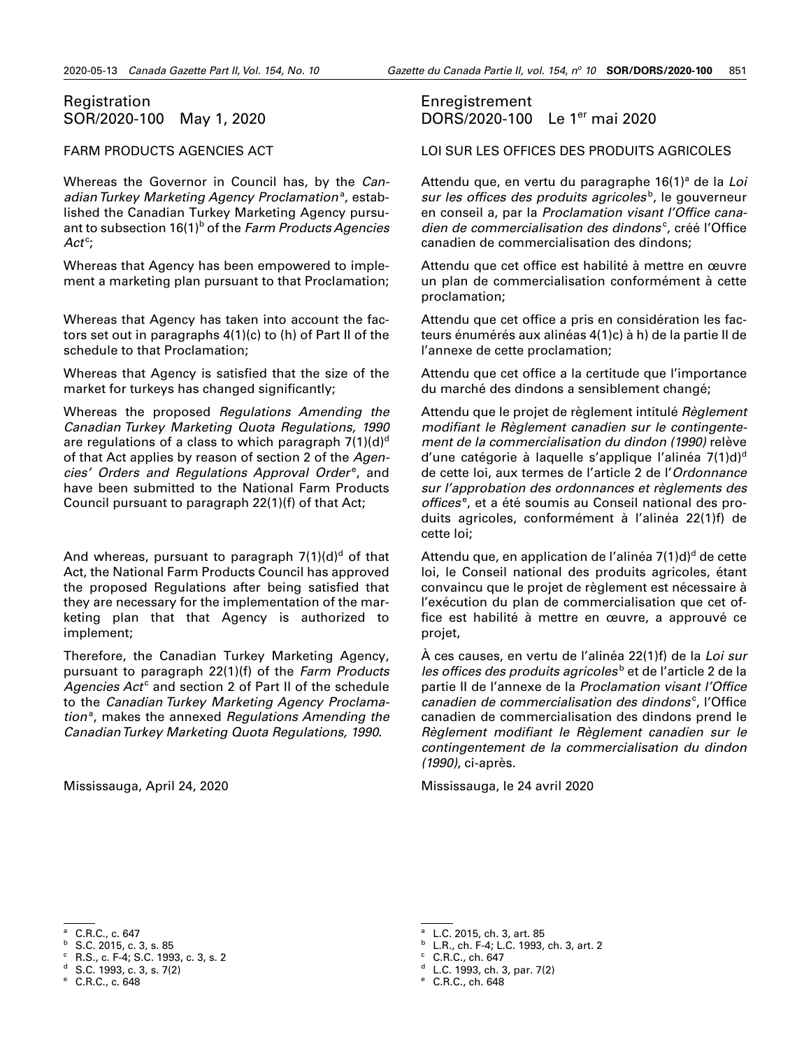Registration
SOR/2020-100 May 1, 2020

FARM PRODUCTS AGENCIES ACT

Whereas the Governor in Council has, by the *Canadian Turkey Marketing Agency Proclamation*[a], established the Canadian Turkey Marketing Agency pursuant to subsection 16(1)[b] of the *Farm Products Agencies Act*[c];

Whereas that Agency has been empowered to implement a marketing plan pursuant to that Proclamation;

Whereas that Agency has taken into account the factors set out in paragraphs 4(1)(c) to (h) of Part II of the schedule to that Proclamation;

Whereas that Agency is satisfied that the size of the market for turkeys has changed significantly;

Whereas the proposed *Regulations Amending the Canadian Turkey Marketing Quota Regulations, 1990* are regulations of a class to which paragraph 7(1)(d)[d] of that Act applies by reason of section 2 of the *Agencies' Orders and Regulations Approval Order*[e], and have been submitted to the National Farm Products Council pursuant to paragraph 22(1)(f) of that Act;

And whereas, pursuant to paragraph 7(1)(d)[d] of that Act, the National Farm Products Council has approved the proposed Regulations after being satisfied that they are necessary for the implementation of the marketing plan that that Agency is authorized to implement;

Therefore, the Canadian Turkey Marketing Agency, pursuant to paragraph 22(1)(f) of the *Farm Products Agencies Act*[c] and section 2 of Part II of the schedule to the *Canadian Turkey Marketing Agency Proclamation*[a], makes the annexed *Regulations Amending the Canadian Turkey Marketing Quota Regulations, 1990*.

Mississauga, April 24, 2020

[a] C.R.C., c. 647
[b] S.C. 2015, c. 3, s. 85
[c] R.S., c. F-4; S.C. 1993, c. 3, s. 2
[d] S.C. 1993, c. 3, s. 7(2)
[e] C.R.C., c. 648

Enregistrement
DORS/2020-100 Le 1er mai 2020

LOI SUR LES OFFICES DES PRODUITS AGRICOLES

Attendu que, en vertu du paragraphe 16(1)[a] de la *Loi sur les offices des produits agricoles*[b], le gouverneur en conseil a, par la *Proclamation visant l'Office canadien de commercialisation des dindons*[c], créé l'Office canadien de commercialisation des dindons;

Attendu que cet office est habilité à mettre en œuvre un plan de commercialisation conformément à cette proclamation;

Attendu que cet office a pris en considération les facteurs énumérés aux alinéas 4(1)c) à h) de la partie II de l'annexe de cette proclamation;

Attendu que cet office a la certitude que l'importance du marché des dindons a sensiblement changé;

Attendu que le projet de règlement intitulé *Règlement modifiant le Règlement canadien sur le contingentement de la commercialisation du dindon (1990)* relève d'une catégorie à laquelle s'applique l'alinéa 7(1)d)[d] de cette loi, aux termes de l'article 2 de l'*Ordonnance sur l'approbation des ordonnances et règlements des offices*[e], et a été soumis au Conseil national des produits agricoles, conformément à l'alinéa 22(1)f) de cette loi;

Attendu que, en application de l'alinéa 7(1)d)[d] de cette loi, le Conseil national des produits agricoles, étant convaincu que le projet de règlement est nécessaire à l'exécution du plan de commercialisation que cet office est habilité à mettre en œuvre, a approuvé ce projet,

À ces causes, en vertu de l'alinéa 22(1)f) de la *Loi sur les offices des produits agricoles*[b] et de l'article 2 de la partie II de l'annexe de la *Proclamation visant l'Office canadien de commercialisation des dindons*[c], l'Office canadien de commercialisation des dindons prend le *Règlement modifiant le Règlement canadien sur le contingentement de la commercialisation du dindon (1990)*, ci-après.

Mississauga, le 24 avril 2020

[a] L.C. 2015, ch. 3, art. 85
[b] L.R., ch. F-4; L.C. 1993, ch. 3, art. 2
[c] C.R.C., ch. 647
[d] L.C. 1993, ch. 3, par. 7(2)
[e] C.R.C., ch. 648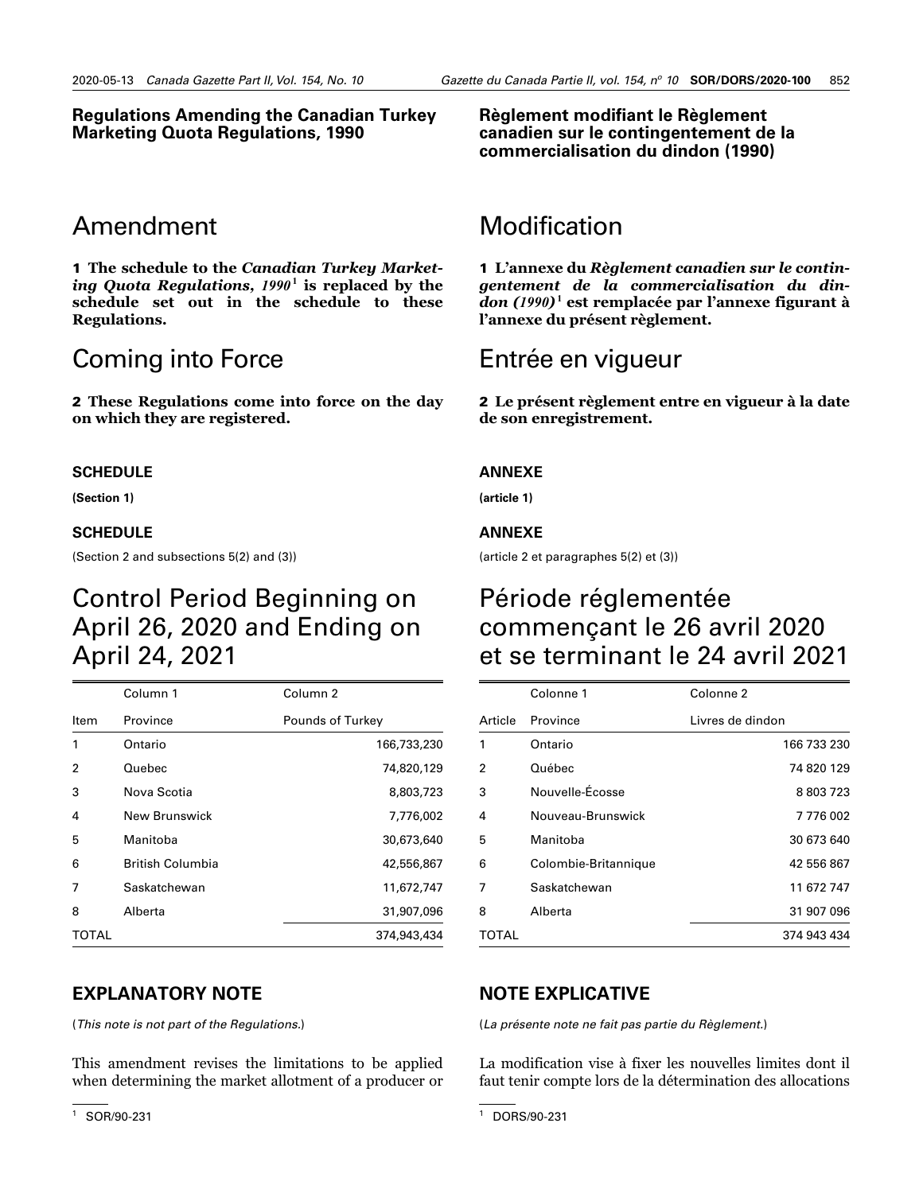**Regulations Amending the Canadian Turkey Marketing Quota Regulations, 1990**

# Amendment

**1 The schedule to the *Canadian Turkey Marketing Quota Regulations, 1990*[1] is replaced by the schedule set out in the schedule to these Regulations.**

# Coming into Force

**2 These Regulations come into force on the day on which they are registered.**

**SCHEDULE**

**(Section 1)**

**SCHEDULE**

(Section 2 and subsections 5(2) and (3))

# Control Period Beginning on April 26, 2020 and Ending on April 24, 2021

| | Column 1 | Column 2 |
|---|---|---|
| Item | Province | Pounds of Turkey |
| 1 | Ontario | 166,733,230 |
| 2 | Quebec | 74,820,129 |
| 3 | Nova Scotia | 8,803,723 |
| 4 | New Brunswick | 7,776,002 |
| 5 | Manitoba | 30,673,640 |
| 6 | British Columbia | 42,556,867 |
| 7 | Saskatchewan | 11,672,747 |
| 8 | Alberta | 31,907,096 |
| TOTAL | | 374,943,434 |

## EXPLANATORY NOTE

(*This note is not part of the Regulations.*)

This amendment revises the limitations to be applied when determining the market allotment of a producer or

[1] SOR/90-231

**Règlement modifiant le Règlement canadien sur le contingentement de la commercialisation du dindon (1990)**

# Modification

**1 L'annexe du *Règlement canadien sur le contingentement de la commercialisation du dindon (1990)*[1] est remplacée par l'annexe figurant à l'annexe du présent règlement.**

# Entrée en vigueur

**2 Le présent règlement entre en vigueur à la date de son enregistrement.**

**ANNEXE**

**(article 1)**

**ANNEXE**

(article 2 et paragraphes 5(2) et (3))

# Période réglementée commençant le 26 avril 2020 et se terminant le 24 avril 2021

| | Colonne 1 | Colonne 2 |
|---|---|---|
| Article | Province | Livres de dindon |
| 1 | Ontario | 166 733 230 |
| 2 | Québec | 74 820 129 |
| 3 | Nouvelle-Écosse | 8 803 723 |
| 4 | Nouveau-Brunswick | 7 776 002 |
| 5 | Manitoba | 30 673 640 |
| 6 | Colombie-Britannique | 42 556 867 |
| 7 | Saskatchewan | 11 672 747 |
| 8 | Alberta | 31 907 096 |
| TOTAL | | 374 943 434 |

## NOTE EXPLICATIVE

(*La présente note ne fait pas partie du Règlement.*)

La modification vise à fixer les nouvelles limites dont il faut tenir compte lors de la détermination des allocations

[1] DORS/90-231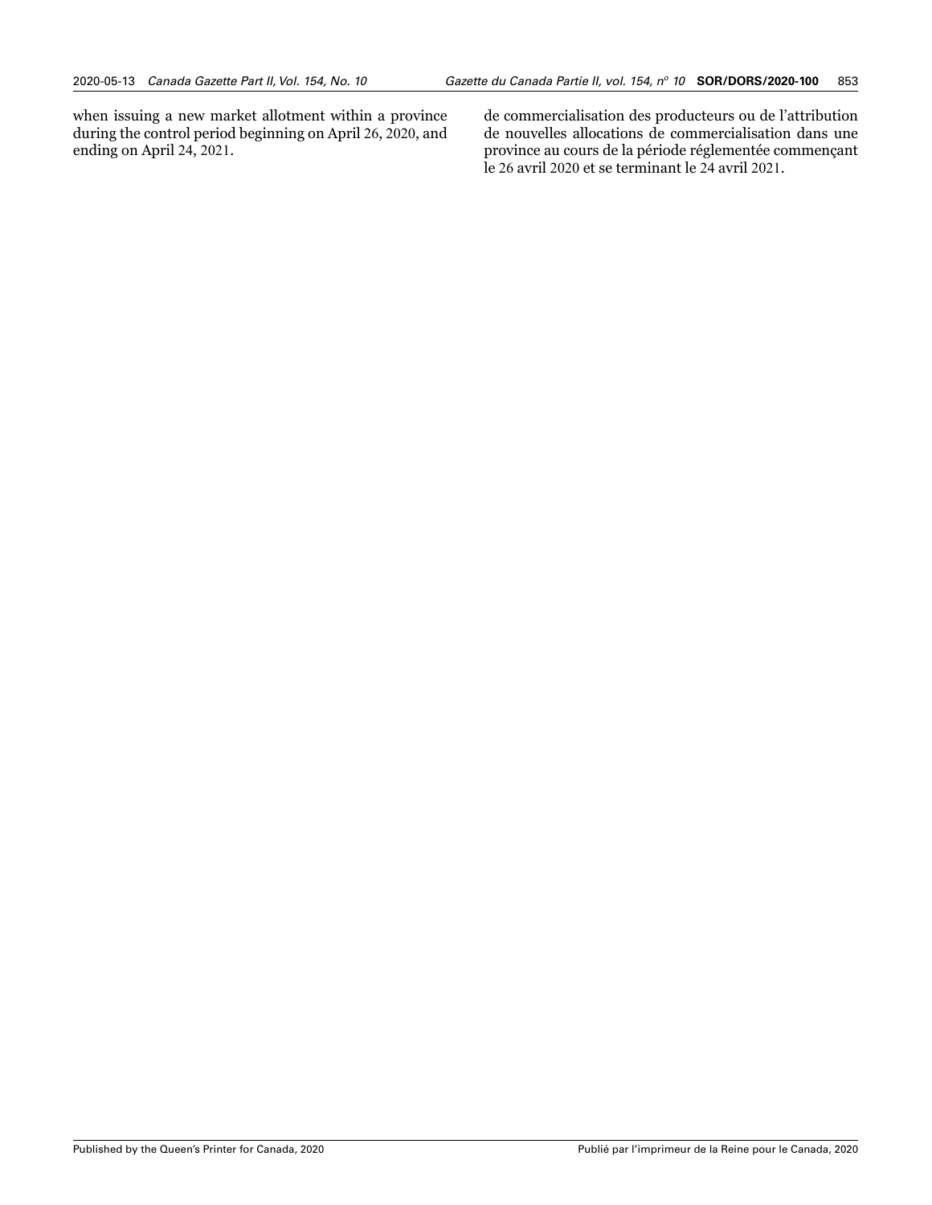when issuing a new market allotment within a province during the control period beginning on April 26, 2020, and ending on April 24, 2021.

de commercialisation des producteurs ou de l'attribution de nouvelles allocations de commercialisation dans une province au cours de la période réglementée commençant le 26 avril 2020 et se terminant le 24 avril 2021.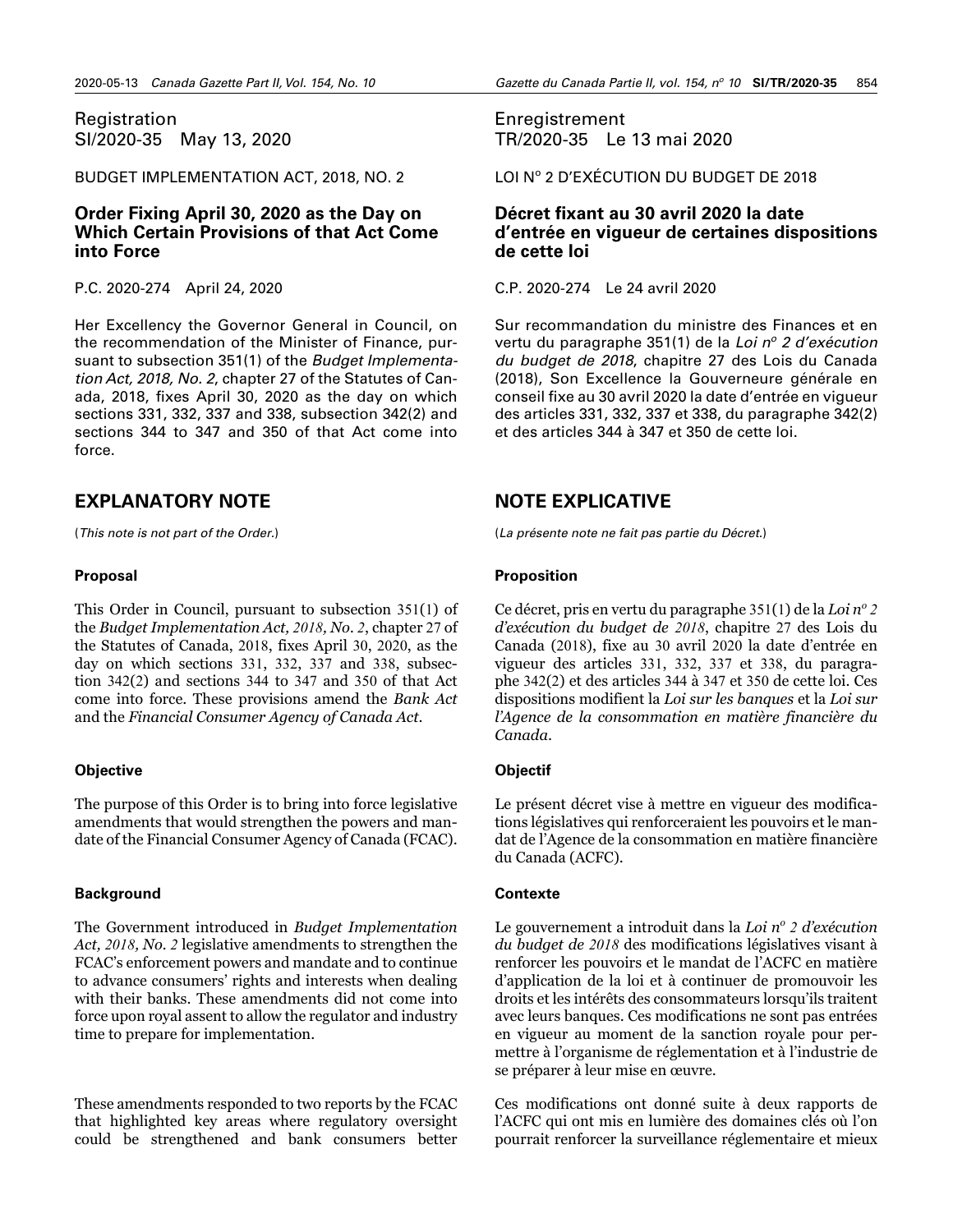Registration
SI/2020-35 May 13, 2020

BUDGET IMPLEMENTATION ACT, 2018, NO. 2

## Order Fixing April 30, 2020 as the Day on Which Certain Provisions of that Act Come into Force

P.C. 2020-274 April 24, 2020

Her Excellency the Governor General in Council, on the recommendation of the Minister of Finance, pursuant to subsection 351(1) of the *Budget Implementation Act, 2018, No. 2*, chapter 27 of the Statutes of Canada, 2018, fixes April 30, 2020 as the day on which sections 331, 332, 337 and 338, subsection 342(2) and sections 344 to 347 and 350 of that Act come into force.

## EXPLANATORY NOTE

(*This note is not part of the Order.*)

### Proposal

This Order in Council, pursuant to subsection 351(1) of the *Budget Implementation Act, 2018, No. 2*, chapter 27 of the Statutes of Canada, 2018, fixes April 30, 2020, as the day on which sections 331, 332, 337 and 338, subsection 342(2) and sections 344 to 347 and 350 of that Act come into force. These provisions amend the *Bank Act* and the *Financial Consumer Agency of Canada Act*.

### Objective

The purpose of this Order is to bring into force legislative amendments that would strengthen the powers and mandate of the Financial Consumer Agency of Canada (FCAC).

### Background

The Government introduced in *Budget Implementation Act, 2018, No. 2* legislative amendments to strengthen the FCAC's enforcement powers and mandate and to continue to advance consumers' rights and interests when dealing with their banks. These amendments did not come into force upon royal assent to allow the regulator and industry time to prepare for implementation.

These amendments responded to two reports by the FCAC that highlighted key areas where regulatory oversight could be strengthened and bank consumers better

Enregistrement
TR/2020-35 Le 13 mai 2020

LOI N° 2 D'EXÉCUTION DU BUDGET DE 2018

## Décret fixant au 30 avril 2020 la date d'entrée en vigueur de certaines dispositions de cette loi

C.P. 2020-274 Le 24 avril 2020

Sur recommandation du ministre des Finances et en vertu du paragraphe 351(1) de la *Loi n° 2 d'exécution du budget de 2018*, chapitre 27 des Lois du Canada (2018), Son Excellence la Gouverneure générale en conseil fixe au 30 avril 2020 la date d'entrée en vigueur des articles 331, 332, 337 et 338, du paragraphe 342(2) et des articles 344 à 347 et 350 de cette loi.

## NOTE EXPLICATIVE

(*La présente note ne fait pas partie du Décret.*)

### Proposition

Ce décret, pris en vertu du paragraphe 351(1) de la *Loi n° 2 d'exécution du budget de 2018*, chapitre 27 des Lois du Canada (2018), fixe au 30 avril 2020 la date d'entrée en vigueur des articles 331, 332, 337 et 338, du paragraphe 342(2) et des articles 344 à 347 et 350 de cette loi. Ces dispositions modifient la *Loi sur les banques* et la *Loi sur l'Agence de la consommation en matière financière du Canada*.

### Objectif

Le présent décret vise à mettre en vigueur des modifications législatives qui renforceraient les pouvoirs et le mandat de l'Agence de la consommation en matière financière du Canada (ACFC).

### Contexte

Le gouvernement a introduit dans la *Loi n° 2 d'exécution du budget de 2018* des modifications législatives visant à renforcer les pouvoirs et le mandat de l'ACFC en matière d'application de la loi et à continuer de promouvoir les droits et les intérêts des consommateurs lorsqu'ils traitent avec leurs banques. Ces modifications ne sont pas entrées en vigueur au moment de la sanction royale pour permettre à l'organisme de réglementation et à l'industrie de se préparer à leur mise en œuvre.

Ces modifications ont donné suite à deux rapports de l'ACFC qui ont mis en lumière des domaines clés où l'on pourrait renforcer la surveillance réglementaire et mieux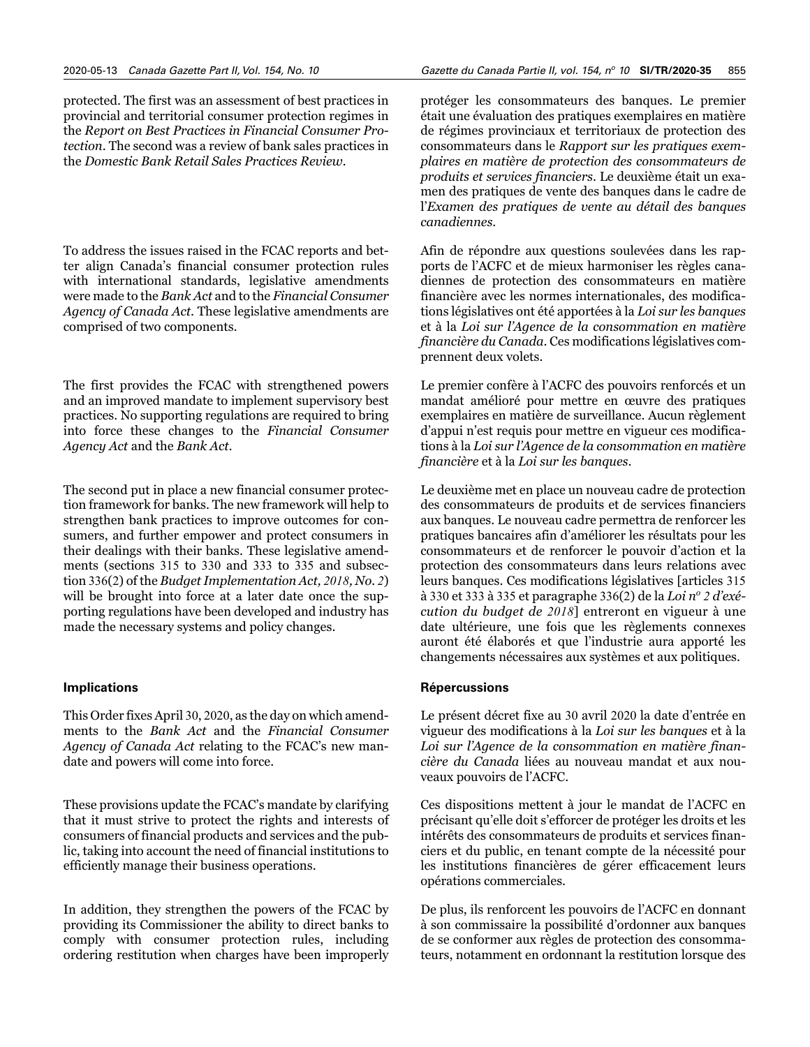protected. The first was an assessment of best practices in provincial and territorial consumer protection regimes in the *Report on Best Practices in Financial Consumer Protection*. The second was a review of bank sales practices in the *Domestic Bank Retail Sales Practices Review*.

To address the issues raised in the FCAC reports and better align Canada's financial consumer protection rules with international standards, legislative amendments were made to the *Bank Act* and to the *Financial Consumer Agency of Canada Act*. These legislative amendments are comprised of two components.

The first provides the FCAC with strengthened powers and an improved mandate to implement supervisory best practices. No supporting regulations are required to bring into force these changes to the *Financial Consumer Agency Act* and the *Bank Act*.

The second put in place a new financial consumer protection framework for banks. The new framework will help to strengthen bank practices to improve outcomes for consumers, and further empower and protect consumers in their dealings with their banks. These legislative amendments (sections 315 to 330 and 333 to 335 and subsection 336(2) of the *Budget Implementation Act, 2018, No. 2*) will be brought into force at a later date once the supporting regulations have been developed and industry has made the necessary systems and policy changes.

**Implications**

This Order fixes April 30, 2020, as the day on which amendments to the *Bank Act* and the *Financial Consumer Agency of Canada Act* relating to the FCAC's new mandate and powers will come into force.

These provisions update the FCAC's mandate by clarifying that it must strive to protect the rights and interests of consumers of financial products and services and the public, taking into account the need of financial institutions to efficiently manage their business operations.

In addition, they strengthen the powers of the FCAC by providing its Commissioner the ability to direct banks to comply with consumer protection rules, including ordering restitution when charges have been improperly

protéger les consommateurs des banques. Le premier était une évaluation des pratiques exemplaires en matière de régimes provinciaux et territoriaux de protection des consommateurs dans le *Rapport sur les pratiques exemplaires en matière de protection des consommateurs de produits et services financiers*. Le deuxième était un examen des pratiques de vente des banques dans le cadre de l'*Examen des pratiques de vente au détail des banques canadiennes*.

Afin de répondre aux questions soulevées dans les rapports de l'ACFC et de mieux harmoniser les règles canadiennes de protection des consommateurs en matière financière avec les normes internationales, des modifications législatives ont été apportées à la *Loi sur les banques* et à la *Loi sur l'Agence de la consommation en matière financière du Canada*. Ces modifications législatives comprennent deux volets.

Le premier confère à l'ACFC des pouvoirs renforcés et un mandat amélioré pour mettre en œuvre des pratiques exemplaires en matière de surveillance. Aucun règlement d'appui n'est requis pour mettre en vigueur ces modifications à la *Loi sur l'Agence de la consommation en matière financière* et à la *Loi sur les banques*.

Le deuxième met en place un nouveau cadre de protection des consommateurs de produits et de services financiers aux banques. Le nouveau cadre permettra de renforcer les pratiques bancaires afin d'améliorer les résultats pour les consommateurs et de renforcer le pouvoir d'action et la protection des consommateurs dans leurs relations avec leurs banques. Ces modifications législatives [articles 315 à 330 et 333 à 335 et paragraphe 336(2) de la *Loi n° 2 d'exécution du budget de 2018*] entreront en vigueur à une date ultérieure, une fois que les règlements connexes auront été élaborés et que l'industrie aura apporté les changements nécessaires aux systèmes et aux politiques.

**Répercussions**

Le présent décret fixe au 30 avril 2020 la date d'entrée en vigueur des modifications à la *Loi sur les banques* et à la *Loi sur l'Agence de la consommation en matière financière du Canada* liées au nouveau mandat et aux nouveaux pouvoirs de l'ACFC.

Ces dispositions mettent à jour le mandat de l'ACFC en précisant qu'elle doit s'efforcer de protéger les droits et les intérêts des consommateurs de produits et services financiers et du public, en tenant compte de la nécessité pour les institutions financières de gérer efficacement leurs opérations commerciales.

De plus, ils renforcent les pouvoirs de l'ACFC en donnant à son commissaire la possibilité d'ordonner aux banques de se conformer aux règles de protection des consommateurs, notamment en ordonnant la restitution lorsque des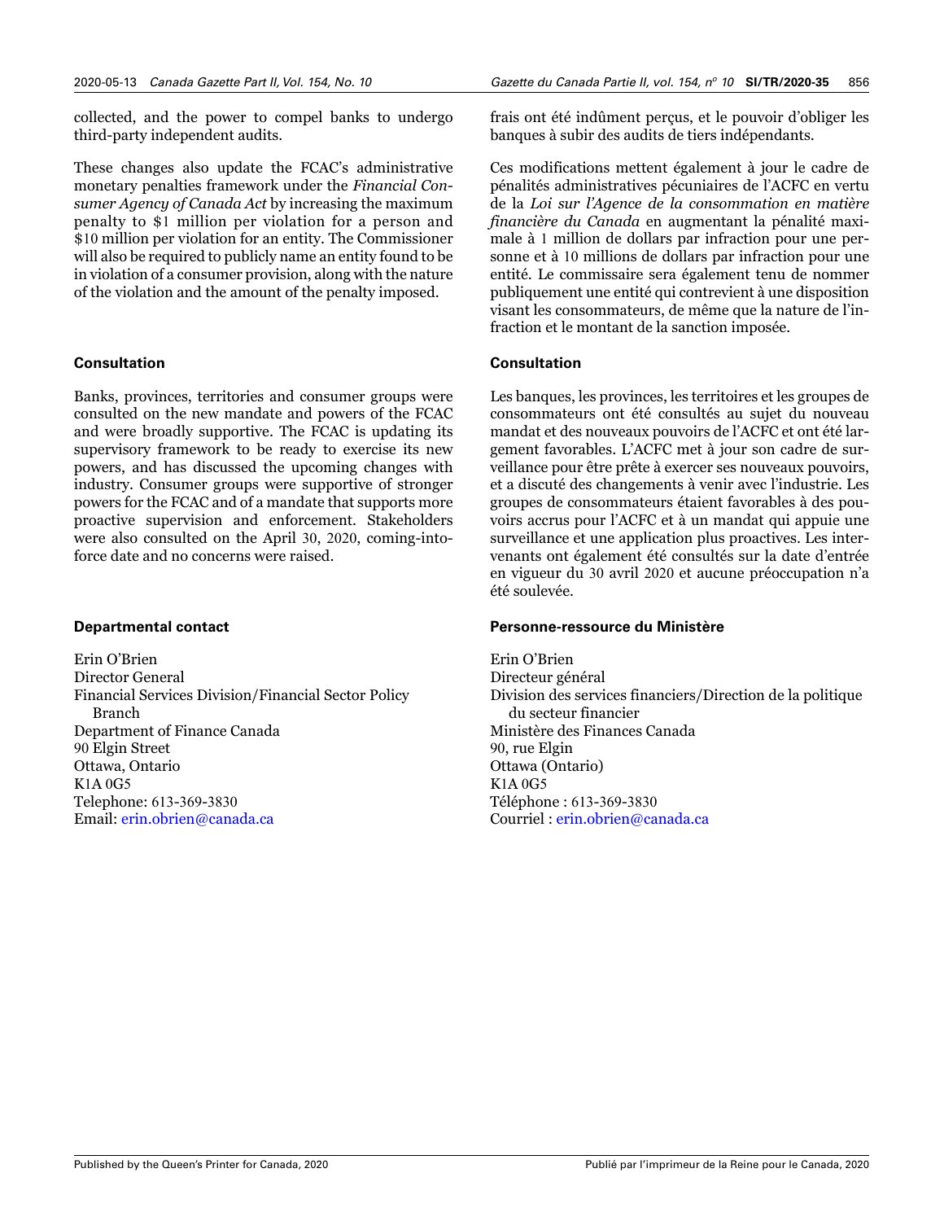collected, and the power to compel banks to undergo third-party independent audits.

These changes also update the FCAC's administrative monetary penalties framework under the *Financial Consumer Agency of Canada Act* by increasing the maximum penalty to $1 million per violation for a person and $10 million per violation for an entity. The Commissioner will also be required to publicly name an entity found to be in violation of a consumer provision, along with the nature of the violation and the amount of the penalty imposed.

### Consultation

Banks, provinces, territories and consumer groups were consulted on the new mandate and powers of the FCAC and were broadly supportive. The FCAC is updating its supervisory framework to be ready to exercise its new powers, and has discussed the upcoming changes with industry. Consumer groups were supportive of stronger powers for the FCAC and of a mandate that supports more proactive supervision and enforcement. Stakeholders were also consulted on the April 30, 2020, coming-into-force date and no concerns were raised.

### Departmental contact

Erin O'Brien
Director General
Financial Services Division/Financial Sector Policy Branch
Department of Finance Canada
90 Elgin Street
Ottawa, Ontario
K1A 0G5
Telephone: 613-369-3830
Email: erin.obrien@canada.ca

frais ont été indûment perçus, et le pouvoir d'obliger les banques à subir des audits de tiers indépendants.

Ces modifications mettent également à jour le cadre de pénalités administratives pécuniaires de l'ACFC en vertu de la *Loi sur l'Agence de la consommation en matière financière du Canada* en augmentant la pénalité maximale à 1 million de dollars par infraction pour une personne et à 10 millions de dollars par infraction pour une entité. Le commissaire sera également tenu de nommer publiquement une entité qui contrevient à une disposition visant les consommateurs, de même que la nature de l'infraction et le montant de la sanction imposée.

### Consultation

Les banques, les provinces, les territoires et les groupes de consommateurs ont été consultés au sujet du nouveau mandat et des nouveaux pouvoirs de l'ACFC et ont été largement favorables. L'ACFC met à jour son cadre de surveillance pour être prête à exercer ses nouveaux pouvoirs, et a discuté des changements à venir avec l'industrie. Les groupes de consommateurs étaient favorables à des pouvoirs accrus pour l'ACFC et à un mandat qui appuie une surveillance et une application plus proactives. Les intervenants ont également été consultés sur la date d'entrée en vigueur du 30 avril 2020 et aucune préoccupation n'a été soulevée.

### Personne-ressource du Ministère

Erin O'Brien
Directeur général
Division des services financiers/Direction de la politique du secteur financier
Ministère des Finances Canada
90, rue Elgin
Ottawa (Ontario)
K1A 0G5
Téléphone : 613-369-3830
Courriel : erin.obrien@canada.ca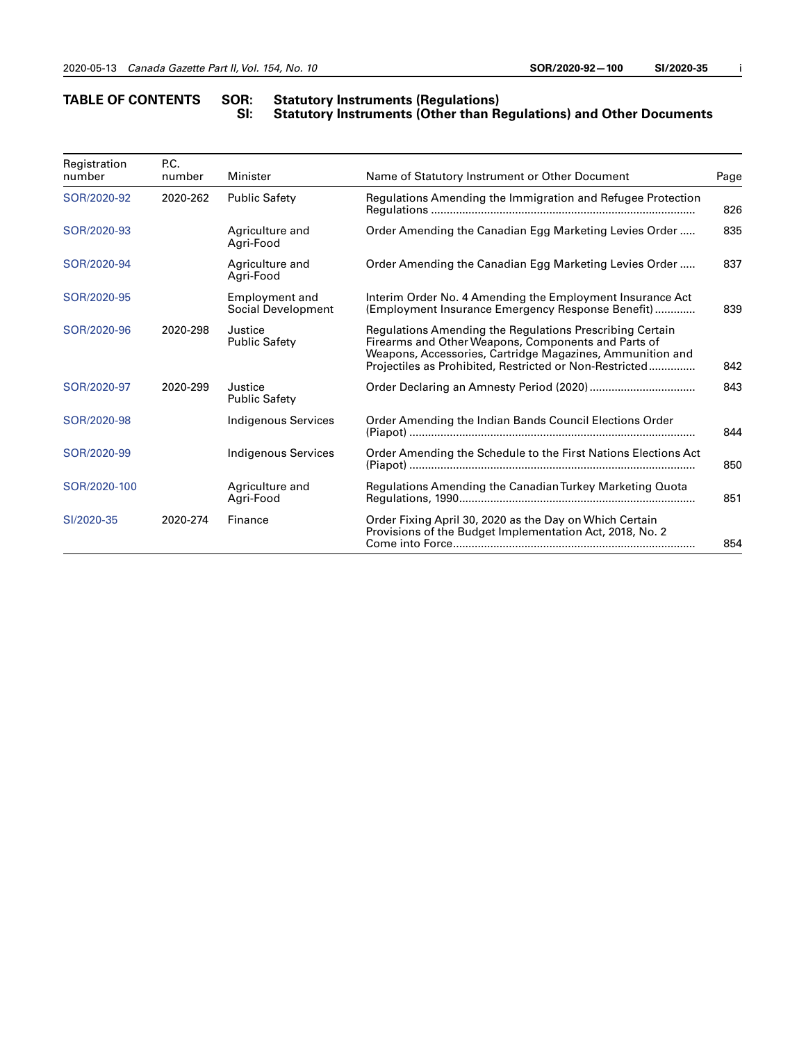## TABLE OF CONTENTS

**SOR: Statutory Instruments (Regulations)**
**SI: Statutory Instruments (Other than Regulations) and Other Documents**

| Registration number | P.C. number | Minister | Name of Statutory Instrument or Other Document | Page |
|---|---|---|---|---|
| SOR/2020-92 | 2020-262 | Public Safety | Regulations Amending the Immigration and Refugee Protection Regulations | 826 |
| SOR/2020-93 | | Agriculture and Agri-Food | Order Amending the Canadian Egg Marketing Levies Order | 835 |
| SOR/2020-94 | | Agriculture and Agri-Food | Order Amending the Canadian Egg Marketing Levies Order | 837 |
| SOR/2020-95 | | Employment and Social Development | Interim Order No. 4 Amending the Employment Insurance Act (Employment Insurance Emergency Response Benefit) | 839 |
| SOR/2020-96 | 2020-298 | Justice Public Safety | Regulations Amending the Regulations Prescribing Certain Firearms and Other Weapons, Components and Parts of Weapons, Accessories, Cartridge Magazines, Ammunition and Projectiles as Prohibited, Restricted or Non-Restricted | 842 |
| SOR/2020-97 | 2020-299 | Justice Public Safety | Order Declaring an Amnesty Period (2020) | 843 |
| SOR/2020-98 | | Indigenous Services | Order Amending the Indian Bands Council Elections Order (Piapot) | 844 |
| SOR/2020-99 | | Indigenous Services | Order Amending the Schedule to the First Nations Elections Act (Piapot) | 850 |
| SOR/2020-100 | | Agriculture and Agri-Food | Regulations Amending the Canadian Turkey Marketing Quota Regulations, 1990 | 851 |
| SI/2020-35 | 2020-274 | Finance | Order Fixing April 30, 2020 as the Day on Which Certain Provisions of the Budget Implementation Act, 2018, No. 2 Come into Force | 854 |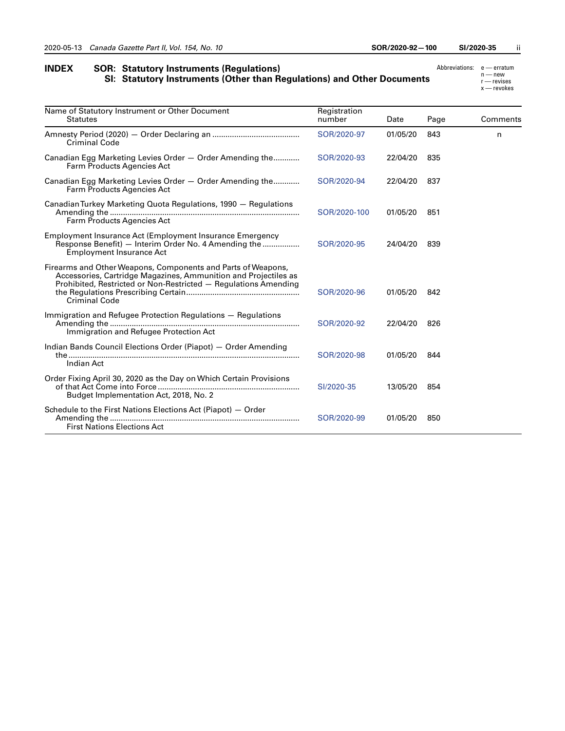# INDEX

## SOR: Statutory Instruments (Regulations)
## SI: Statutory Instruments (Other than Regulations) and Other Documents

Abbreviations: e — erratum
n — new
r — revises
x — revokes

| Name of Statutory Instrument or Other Document<br>Statutes | Registration number | Date | Page | Comments |
|---|---|---|---|---|
| Amnesty Period (2020) — Order Declaring an<br>Criminal Code | SOR/2020-97 | 01/05/20 | 843 | n |
| Canadian Egg Marketing Levies Order — Order Amending the<br>Farm Products Agencies Act | SOR/2020-93 | 22/04/20 | 835 | |
| Canadian Egg Marketing Levies Order — Order Amending the<br>Farm Products Agencies Act | SOR/2020-94 | 22/04/20 | 837 | |
| Canadian Turkey Marketing Quota Regulations, 1990 — Regulations Amending the<br>Farm Products Agencies Act | SOR/2020-100 | 01/05/20 | 851 | |
| Employment Insurance Act (Employment Insurance Emergency Response Benefit) — Interim Order No. 4 Amending the<br>Employment Insurance Act | SOR/2020-95 | 24/04/20 | 839 | |
| Firearms and Other Weapons, Components and Parts of Weapons, Accessories, Cartridge Magazines, Ammunition and Projectiles as Prohibited, Restricted or Non-Restricted — Regulations Amending the Regulations Prescribing Certain<br>Criminal Code | SOR/2020-96 | 01/05/20 | 842 | |
| Immigration and Refugee Protection Regulations — Regulations Amending the<br>Immigration and Refugee Protection Act | SOR/2020-92 | 22/04/20 | 826 | |
| Indian Bands Council Elections Order (Piapot) — Order Amending the<br>Indian Act | SOR/2020-98 | 01/05/20 | 844 | |
| Order Fixing April 30, 2020 as the Day on Which Certain Provisions of that Act Come into Force<br>Budget Implementation Act, 2018, No. 2 | SI/2020-35 | 13/05/20 | 854 | |
| Schedule to the First Nations Elections Act (Piapot) — Order Amending the<br>First Nations Elections Act | SOR/2020-99 | 01/05/20 | 850 | |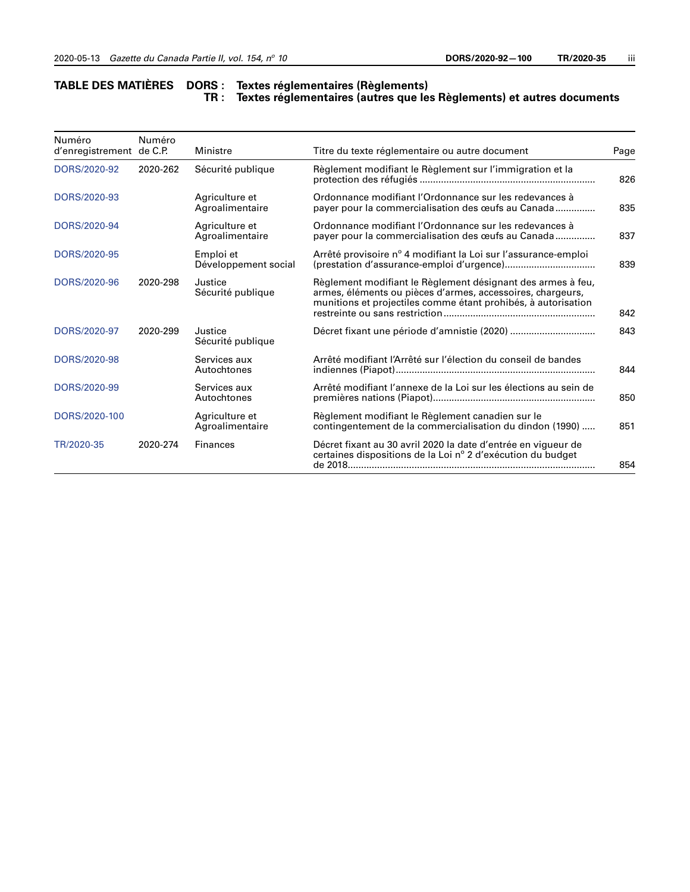# TABLE DES MATIÈRES DORS : Textes réglementaires (Règlements)
## TR : Textes réglementaires (autres que les Règlements) et autres documents

| Numéro d'enregistrement | Numéro de C.P. | Ministre | Titre du texte réglementaire ou autre document | Page |
|---|---|---|---|---|
| DORS/2020-92 | 2020-262 | Sécurité publique | Règlement modifiant le Règlement sur l'immigration et la protection des réfugiés | 826 |
| DORS/2020-93 | | Agriculture et Agroalimentaire | Ordonnance modifiant l'Ordonnance sur les redevances à payer pour la commercialisation des œufs au Canada | 835 |
| DORS/2020-94 | | Agriculture et Agroalimentaire | Ordonnance modifiant l'Ordonnance sur les redevances à payer pour la commercialisation des œufs au Canada | 837 |
| DORS/2020-95 | | Emploi et Développement social | Arrêté provisoire nº 4 modifiant la Loi sur l'assurance-emploi (prestation d'assurance-emploi d'urgence) | 839 |
| DORS/2020-96 | 2020-298 | Justice Sécurité publique | Règlement modifiant le Règlement désignant des armes à feu, armes, éléments ou pièces d'armes, accessoires, chargeurs, munitions et projectiles comme étant prohibés, à autorisation restreinte ou sans restriction | 842 |
| DORS/2020-97 | 2020-299 | Justice Sécurité publique | Décret fixant une période d'amnistie (2020) | 843 |
| DORS/2020-98 | | Services aux Autochtones | Arrêté modifiant l'Arrêté sur l'élection du conseil de bandes indiennes (Piapot) | 844 |
| DORS/2020-99 | | Services aux Autochtones | Arrêté modifiant l'annexe de la Loi sur les élections au sein de premières nations (Piapot) | 850 |
| DORS/2020-100 | | Agriculture et Agroalimentaire | Règlement modifiant le Règlement canadien sur le contingentement de la commercialisation du dindon (1990) | 851 |
| TR/2020-35 | 2020-274 | Finances | Décret fixant au 30 avril 2020 la date d'entrée en vigueur de certaines dispositions de la Loi nº 2 d'exécution du budget de 2018 | 854 |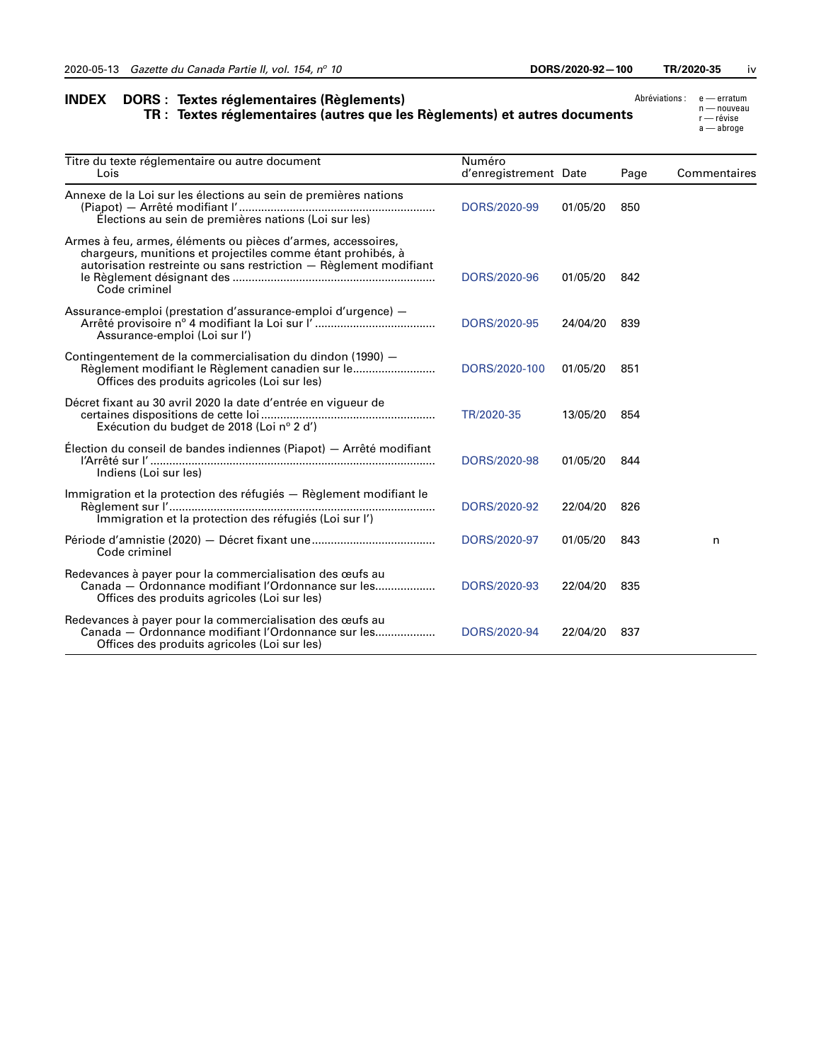# INDEX DORS : Textes réglementaires (Règlements)
## TR : Textes réglementaires (autres que les Règlements) et autres documents

Abréviations : e — erratum
n — nouveau
r — révise
a — abroge

| Titre du texte réglementaire ou autre document<br>Lois | Numéro d'enregistrement | Date | Page | Commentaires |
|---|---|---|---|---|
| Annexe de la Loi sur les élections au sein de premières nations (Piapot) — Arrêté modifiant l'<br>Élections au sein de premières nations (Loi sur les) | DORS/2020-99 | 01/05/20 | 850 | |
| Armes à feu, armes, éléments ou pièces d'armes, accessoires, chargeurs, munitions et projectiles comme étant prohibés, à autorisation restreinte ou sans restriction — Règlement modifiant le Règlement désignant des<br>Code criminel | DORS/2020-96 | 01/05/20 | 842 | |
| Assurance-emploi (prestation d'assurance-emploi d'urgence) — Arrêté provisoire n° 4 modifiant la Loi sur l'<br>Assurance-emploi (Loi sur l') | DORS/2020-95 | 24/04/20 | 839 | |
| Contingentement de la commercialisation du dindon (1990) — Règlement modifiant le Règlement canadien sur le<br>Offices des produits agricoles (Loi sur les) | DORS/2020-100 | 01/05/20 | 851 | |
| Décret fixant au 30 avril 2020 la date d'entrée en vigueur de certaines dispositions de cette loi<br>Exécution du budget de 2018 (Loi n° 2 d') | TR/2020-35 | 13/05/20 | 854 | |
| Élection du conseil de bandes indiennes (Piapot) — Arrêté modifiant l'Arrêté sur l'<br>Indiens (Loi sur les) | DORS/2020-98 | 01/05/20 | 844 | |
| Immigration et la protection des réfugiés — Règlement modifiant le Règlement sur l'<br>Immigration et la protection des réfugiés (Loi sur l') | DORS/2020-92 | 22/04/20 | 826 | |
| Période d'amnistie (2020) — Décret fixant une<br>Code criminel | DORS/2020-97 | 01/05/20 | 843 | n |
| Redevances à payer pour la commercialisation des œufs au Canada — Ordonnance modifiant l'Ordonnance sur les<br>Offices des produits agricoles (Loi sur les) | DORS/2020-93 | 22/04/20 | 835 | |
| Redevances à payer pour la commercialisation des œufs au Canada — Ordonnance modifiant l'Ordonnance sur les<br>Offices des produits agricoles (Loi sur les) | DORS/2020-94 | 22/04/20 | 837 | |